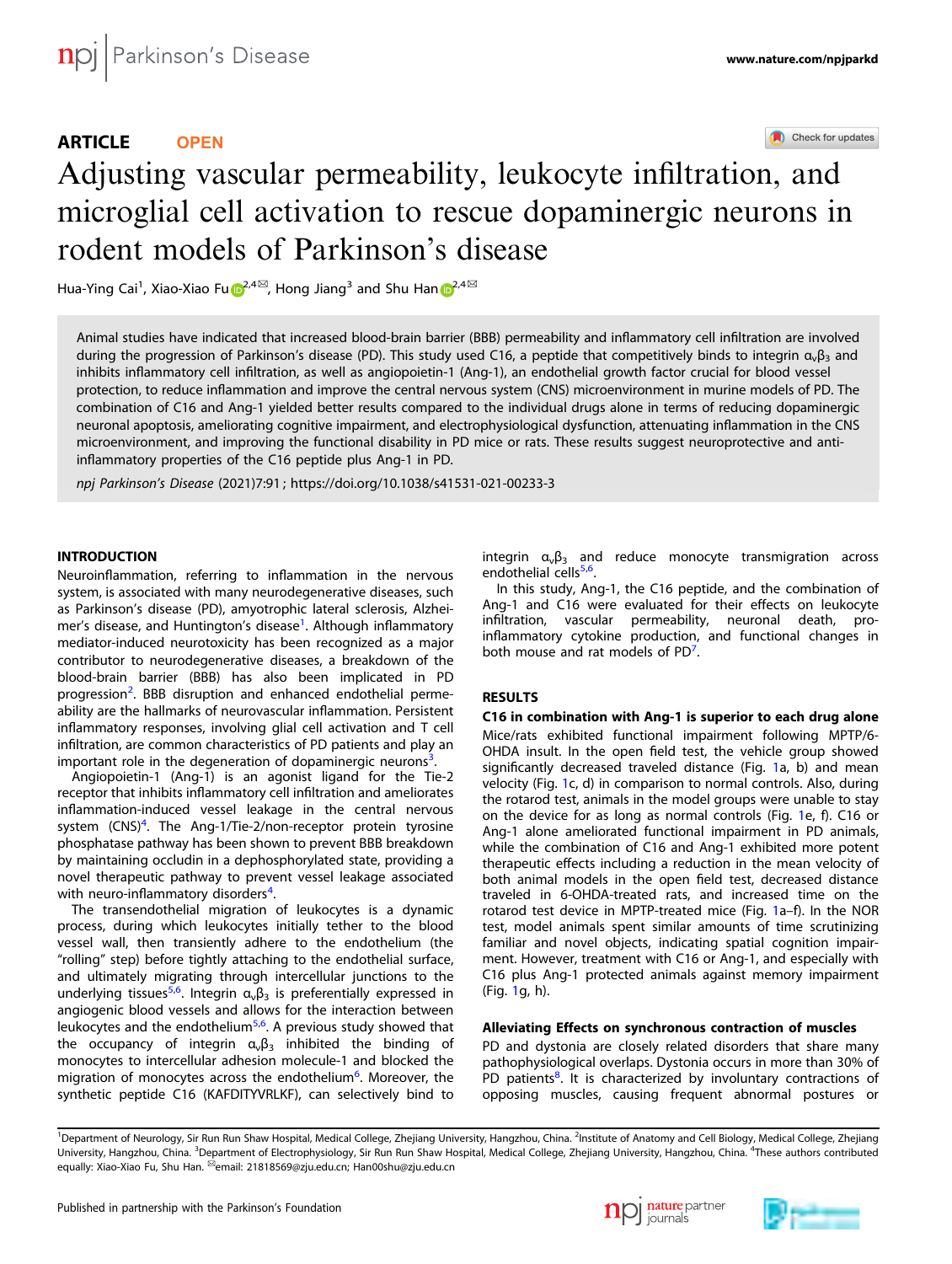ARTICLE OPEN

# Adjusting vascular permeability, leukocyte infiltration, and microglial cell activation to rescue dopaminergic neurons in rodent models of Parkinson's disease

Hua-Ying Cai[1], Xiao-Xiao Fu[2,4], Hong Jiang[3] and Shu Han[2,4]

Animal studies have indicated that increased blood-brain barrier (BBB) permeability and inflammatory cell infiltration are involved during the progression of Parkinson's disease (PD). This study used C16, a peptide that competitively binds to integrin $\alpha_v\beta_3$ and inhibits inflammatory cell infiltration, as well as angiopoietin-1 (Ang-1), an endothelial growth factor crucial for blood vessel protection, to reduce inflammation and improve the central nervous system (CNS) microenvironment in murine models of PD. The combination of C16 and Ang-1 yielded better results compared to the individual drugs alone in terms of reducing dopaminergic neuronal apoptosis, ameliorating cognitive impairment, and electrophysiological dysfunction, attenuating inflammation in the CNS microenvironment, and improving the functional disability in PD mice or rats. These results suggest neuroprotective and anti-inflammatory properties of the C16 peptide plus Ang-1 in PD.

*npj Parkinson's Disease* (2021)7:91 ; https://doi.org/10.1038/s41531-021-00233-3

## INTRODUCTION

Neuroinflammation, referring to inflammation in the nervous system, is associated with many neurodegenerative diseases, such as Parkinson's disease (PD), amyotrophic lateral sclerosis, Alzheimer's disease, and Huntington's disease[1]. Although inflammatory mediator-induced neurotoxicity has been recognized as a major contributor to neurodegenerative diseases, a breakdown of the blood-brain barrier (BBB) has also been implicated in PD progression[2]. BBB disruption and enhanced endothelial permeability are the hallmarks of neurovascular inflammation. Persistent inflammatory responses, involving glial cell activation and T cell infiltration, are common characteristics of PD patients and play an important role in the degeneration of dopaminergic neurons[3].

Angiopoietin-1 (Ang-1) is an agonist ligand for the Tie-2 receptor that inhibits inflammatory cell infiltration and ameliorates inflammation-induced vessel leakage in the central nervous system (CNS)[4]. The Ang-1/Tie-2/non-receptor protein tyrosine phosphatase pathway has been shown to prevent BBB breakdown by maintaining occludin in a dephosphorylated state, providing a novel therapeutic pathway to prevent vessel leakage associated with neuro-inflammatory disorders[4].

The transendothelial migration of leukocytes is a dynamic process, during which leukocytes initially tether to the blood vessel wall, then transiently adhere to the endothelium (the "rolling" step) before tightly attaching to the endothelial surface, and ultimately migrating through intercellular junctions to the underlying tissues[5,6]. Integrin $\alpha_v\beta_3$ is preferentially expressed in angiogenic blood vessels and allows for the interaction between leukocytes and the endothelium[5,6]. A previous study showed that the occupancy of integrin $\alpha_v\beta_3$ inhibited the binding of monocytes to intercellular adhesion molecule-1 and blocked the migration of monocytes across the endothelium[6]. Moreover, the synthetic peptide C16 (KAFDITYVRLKF), can selectively bind to integrin $\alpha_v\beta_3$ and reduce monocyte transmigration across endothelial cells[5,6].

In this study, Ang-1, the C16 peptide, and the combination of Ang-1 and C16 were evaluated for their effects on leukocyte infiltration, vascular permeability, neuronal death, pro-inflammatory cytokine production, and functional changes in both mouse and rat models of PD[7].

## RESULTS

### C16 in combination with Ang-1 is superior to each drug alone

Mice/rats exhibited functional impairment following MPTP/6-OHDA insult. In the open field test, the vehicle group showed significantly decreased traveled distance (Fig. 1a, b) and mean velocity (Fig. 1c, d) in comparison to normal controls. Also, during the rotarod test, animals in the model groups were unable to stay on the device for as long as normal controls (Fig. 1e, f). C16 or Ang-1 alone ameliorated functional impairment in PD animals, while the combination of C16 and Ang-1 exhibited more potent therapeutic effects including a reduction in the mean velocity of both animal models in the open field test, decreased distance traveled in 6-OHDA-treated rats, and increased time on the rotarod test device in MPTP-treated mice (Fig. 1a–f). In the NOR test, model animals spent similar amounts of time scrutinizing familiar and novel objects, indicating spatial cognition impairment. However, treatment with C16 or Ang-1, and especially with C16 plus Ang-1 protected animals against memory impairment (Fig. 1g, h).

### Alleviating Effects on synchronous contraction of muscles

PD and dystonia are closely related disorders that share many pathophysiological overlaps. Dystonia occurs in more than 30% of PD patients[8]. It is characterized by involuntary contractions of opposing muscles, causing frequent abnormal postures or

[1]Department of Neurology, Sir Run Run Shaw Hospital, Medical College, Zhejiang University, Hangzhou, China. [2]Institute of Anatomy and Cell Biology, Medical College, Zhejiang University, Hangzhou, China. [3]Department of Electrophysiology, Sir Run Run Shaw Hospital, Medical College, Zhejiang University, Hangzhou, China. [4]These authors contributed equally: Xiao-Xiao Fu, Shu Han. email: 21818569@zju.edu.cn; Han00shu@zju.edu.cn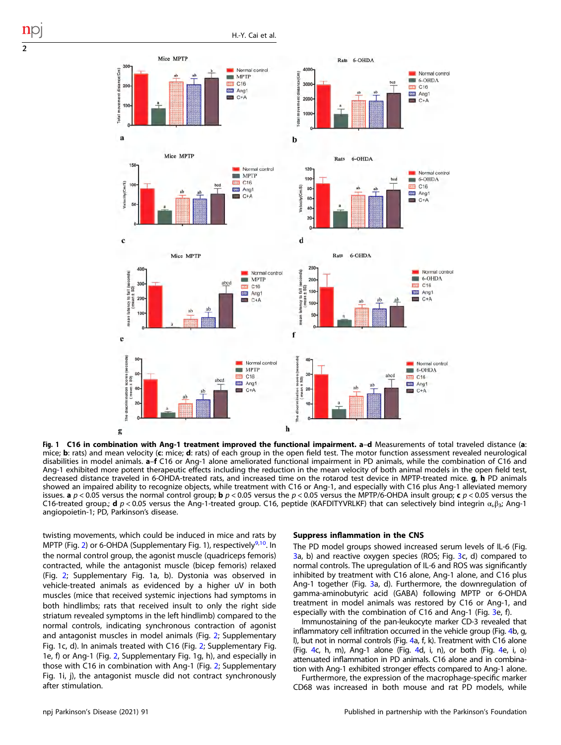**Fig. 1 C16 in combination with Ang-1 treatment improved the functional impairment.** **a–d** Measurements of total traveled distance (**a**: mice; **b**: rats) and mean velocity (**c**: mice; **d**: rats) of each group in the open field test. The motor function assessment revealed neurological disabilities in model animals. **a–f** C16 or Ang-1 alone ameliorated functional impairment in PD animals, while the combination of C16 and Ang-1 exhibited more potent therapeutic effects including the reduction in the mean velocity of both animal models in the open field test, decreased distance traveled in 6-OHDA-treated rats, and increased time on the rotarod test device in MPTP-treated mice. **g**, **h** PD animals showed an impaired ability to recognize objects, while treatment with C16 or Ang-1, and especially with C16 plus Ang-1 alleviated memory issues. **a** $p < 0.05$ versus the normal control group; **b** $p < 0.05$ versus the $p < 0.05$ versus the MPTP/6-OHDA insult group; **c** $p < 0.05$ versus the C16-treated group.; **d** $p < 0.05$ versus the Ang-1-treated group. C16, peptide (KAFDITYVRLKF) that can selectively bind integrin $\alpha_v\beta_3$; Ang-1 angiopoietin-1; PD, Parkinson's disease.

twisting movements, which could be induced in mice and rats by MPTP (Fig. 2) or 6-OHDA (Supplementary Fig. 1), respectively[9,10]. In the normal control group, the agonist muscle (quadriceps femoris) contracted, while the antagonist muscle (bicep femoris) relaxed (Fig. 2; Supplementary Fig. 1a, b). Dystonia was observed in vehicle-treated animals as evidenced by a higher uV in both muscles (mice that received systemic injections had symptoms in both hindlimbs; rats that received insult to only the right side striatum revealed symptoms in the left hindlimb) compared to the normal controls, indicating synchronous contraction of agonist and antagonist muscles in model animals (Fig. 2; Supplementary Fig. 1c, d). In animals treated with C16 (Fig. 2; Supplementary Fig. 1e, f) or Ang-1 (Fig. 2, Supplementary Fig. 1g, h), and especially in those with C16 in combination with Ang-1 (Fig. 2; Supplementary Fig. 1i, j), the antagonist muscle did not contract synchronously after stimulation.

### Suppress inflammation in the CNS

The PD model groups showed increased serum levels of IL-6 (Fig. 3a, b) and reactive oxygen species (ROS; Fig. 3c, d) compared to normal controls. The upregulation of IL-6 and ROS was significantly inhibited by treatment with C16 alone, Ang-1 alone, and C16 plus Ang-1 together (Fig. 3a, d). Furthermore, the downregulation of gamma-aminobutyric acid (GABA) following MPTP or 6-OHDA treatment in model animals was restored by C16 or Ang-1, and especially with the combination of C16 and Ang-1 (Fig. 3e, f).

Immunostaining of the pan-leukocyte marker CD-3 revealed that inflammatory cell infiltration occurred in the vehicle group (Fig. 4b, g, l), but not in normal controls (Fig. 4a, f, k). Treatment with C16 alone (Fig. 4c, h, m), Ang-1 alone (Fig. 4d, i, n), or both (Fig. 4e, i, o) attenuated inflammation in PD animals. C16 alone and in combination with Ang-1 exhibited stronger effects compared to Ang-1 alone.

Furthermore, the expression of the macrophage-specific marker CD68 was increased in both mouse and rat PD models, while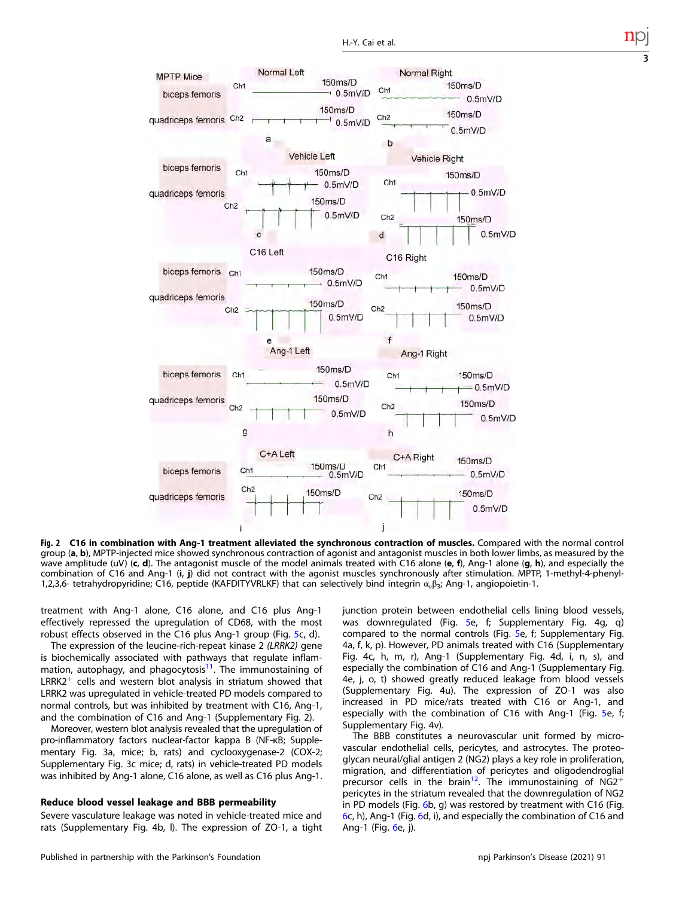**Fig. 2 C16 in combination with Ang-1 treatment alleviated the synchronous contraction of muscles.** Compared with the normal control group (**a**, **b**), MPTP-injected mice showed synchronous contraction of agonist and antagonist muscles in both lower limbs, as measured by the wave amplitude (uV) (**c**, **d**). The antagonist muscle of the model animals treated with C16 alone (**e**, **f**), Ang-1 alone (**g**, **h**), and especially the combination of C16 and Ang-1 (**i**, **j**) did not contract with the agonist muscles synchronously after stimulation. MPTP, 1-methyl-4-phenyl-1,2,3,6- tetrahydropyridine; C16, peptide (KAFDITYVRLKF) that can selectively bind integrin $\alpha_v\beta_3$; Ang-1, angiopoietin-1.

treatment with Ang-1 alone, C16 alone, and C16 plus Ang-1 effectively repressed the upregulation of CD68, with the most robust effects observed in the C16 plus Ang-1 group (Fig. 5c, d).

The expression of the leucine-rich-repeat kinase 2 *(LRRK2)* gene is biochemically associated with pathways that regulate inflammation, autophagy, and phagocytosis[11]. The immunostaining of LRRK2$^+$ cells and western blot analysis in striatum showed that LRRK2 was upregulated in vehicle-treated PD models compared to normal controls, but was inhibited by treatment with C16, Ang-1, and the combination of C16 and Ang-1 (Supplementary Fig. 2).

Moreover, western blot analysis revealed that the upregulation of pro-inflammatory factors nuclear-factor kappa B (NF-κB; Supplementary Fig. 3a, mice; b, rats) and cyclooxygenase-2 (COX-2; Supplementary Fig. 3c mice; d, rats) in vehicle-treated PD models was inhibited by Ang-1 alone, C16 alone, as well as C16 plus Ang-1.

### Reduce blood vessel leakage and BBB permeability

Severe vasculature leakage was noted in vehicle-treated mice and rats (Supplementary Fig. 4b, l). The expression of ZO-1, a tight junction protein between endothelial cells lining blood vessels, was downregulated (Fig. 5e, f; Supplementary Fig. 4g, q) compared to the normal controls (Fig. 5e, f; Supplementary Fig. 4a, f, k, p). However, PD animals treated with C16 (Supplementary Fig. 4c, h, m, r), Ang-1 (Supplementary Fig. 4d, i, n, s), and especially the combination of C16 and Ang-1 (Supplementary Fig. 4e, j, o, t) showed greatly reduced leakage from blood vessels (Supplementary Fig. 4u). The expression of ZO-1 was also increased in PD mice/rats treated with C16 or Ang-1, and especially with the combination of C16 with Ang-1 (Fig. 5e, f; Supplementary Fig. 4v).

The BBB constitutes a neurovascular unit formed by microvascular endothelial cells, pericytes, and astrocytes. The proteoglycan neural/glial antigen 2 (NG2) plays a key role in proliferation, migration, and differentiation of pericytes and oligodendroglial precursor cells in the brain[12]. The immunostaining of NG2$^+$ pericytes in the striatum revealed that the downregulation of NG2 in PD models (Fig. 6b, g) was restored by treatment with C16 (Fig. 6c, h), Ang-1 (Fig. 6d, i), and especially the combination of C16 and Ang-1 (Fig. 6e, j).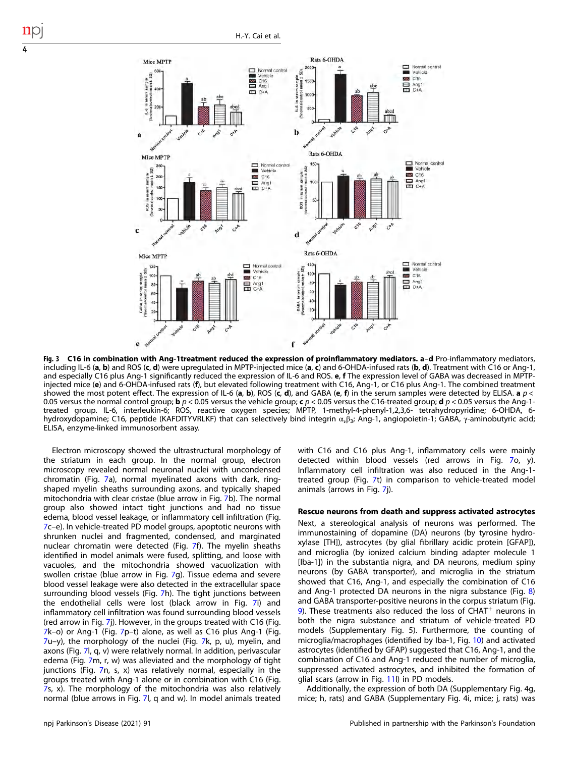**Fig. 3 C16 in combination with Ang-1treatment reduced the expression of proinflammatory mediators.** **a**–**d** Pro-inflammatory mediators, including IL-6 (**a**, **b**) and ROS (**c**, **d**) were upregulated in MPTP-injected mice (**a**, **c**) and 6-OHDA-infused rats (**b**, **d**). Treatment with C16 or Ang-1, and especially C16 plus Ang-1 significantly reduced the expression of IL-6 and ROS. **e**, **f** The expression level of GABA was decreased in MPTP-injected mice (**e**) and 6-OHDA-infused rats (**f**), but elevated following treatment with C16, Ang-1, or C16 plus Ang-1. The combined treatment showed the most potent effect. The expression of IL-6 (**a**, **b**), ROS (**c**, **d**), and GABA (**e**, **f**) in the serum samples were detected by ELISA. **a** $p < 0.05$ versus the normal control group; **b** $p < 0.05$ versus the vehicle group; **c** $p < 0.05$ versus the C16-treated group; **d** $p < 0.05$ versus the Ang-1-treated group. IL-6, interleukin-6; ROS, reactive oxygen species; MPTP, 1-methyl-4-phenyl-1,2,3,6- tetrahydropyridine; 6-OHDA, 6-hydroxydopamine; C16, peptide (KAFDITYVRLKF) that can selectively bind integrin $\alpha_v\beta_3$; Ang-1, angiopoietin-1; GABA, γ-aminobutyric acid; ELISA, enzyme-linked immunosorbent assay.

Electron microscopy showed the ultrastructural morphology of the striatum in each group. In the normal group, electron microscopy revealed normal neuronal nuclei with uncondensed chromatin (Fig. 7a), normal myelinated axons with dark, ring-shaped myelin sheaths surrounding axons, and typically shaped mitochondria with clear cristae (blue arrow in Fig. 7b). The normal group also showed intact tight junctions and had no tissue edema, blood vessel leakage, or inflammatory cell infiltration (Fig. 7c–e). In vehicle-treated PD model groups, apoptotic neurons with shrunken nuclei and fragmented, condensed, and marginated nuclear chromatin were detected (Fig. 7f). The myelin sheaths identified in model animals were fused, splitting, and loose with vacuoles, and the mitochondria showed vacuolization with swollen cristae (blue arrow in Fig. 7g). Tissue edema and severe blood vessel leakage were also detected in the extracellular space surrounding blood vessels (Fig. 7h). The tight junctions between the endothelial cells were lost (black arrow in Fig. 7i) and inflammatory cell infiltration was found surrounding blood vessels (red arrow in Fig. 7j). However, in the groups treated with C16 (Fig. 7k–o) or Ang-1 (Fig. 7p–t) alone, as well as C16 plus Ang-1 (Fig. 7u–y), the morphology of the nuclei (Fig. 7k, p, u), myelin, and axons (Fig. 7l, q, v) were relatively normal. In addition, perivascular edema (Fig. 7m, r, w) was alleviated and the morphology of tight junctions (Fig. 7n, s, x) was relatively normal, especially in the groups treated with Ang-1 alone or in combination with C16 (Fig. 7s, x). The morphology of the mitochondria was also relatively normal (blue arrows in Fig. 7l, q and w). In model animals treated with C16 and C16 plus Ang-1, inflammatory cells were mainly detected within blood vessels (red arrows in Fig. 7o, y). Inflammatory cell infiltration was also reduced in the Ang-1-treated group (Fig. 7t) in comparison to vehicle-treated model animals (arrows in Fig. 7j).

### Rescue neurons from death and suppress activated astrocytes

Next, a stereological analysis of neurons was performed. The immunostaining of dopamine (DA) neurons (by tyrosine hydroxylase [TH]), astrocytes (by glial fibrillary acidic protein [GFAP]), and microglia (by ionized calcium binding adapter molecule 1 [Iba-1]) in the substantia nigra, and DA neurons, medium spiny neurons (by GABA transporter), and microglia in the striatum showed that C16, Ang-1, and especially the combination of C16 and Ang-1 protected DA neurons in the nigra substance (Fig. 8) and GABA transporter-positive neurons in the corpus striatum (Fig. 9). These treatments also reduced the loss of $CHAT^+$ neurons in both the nigra substance and striatum of vehicle-treated PD models (Supplementary Fig. 5). Furthermore, the counting of microglia/macrophages (identified by Iba-1, Fig. 10) and activated astrocytes (identified by GFAP) suggested that C16, Ang-1, and the combination of C16 and Ang-1 reduced the number of microglia, suppressed activated astrocytes, and inhibited the formation of glial scars (arrow in Fig. 11l) in PD models.

Additionally, the expression of both DA (Supplementary Fig. 4g, mice; h, rats) and GABA (Supplementary Fig. 4i, mice; j, rats) was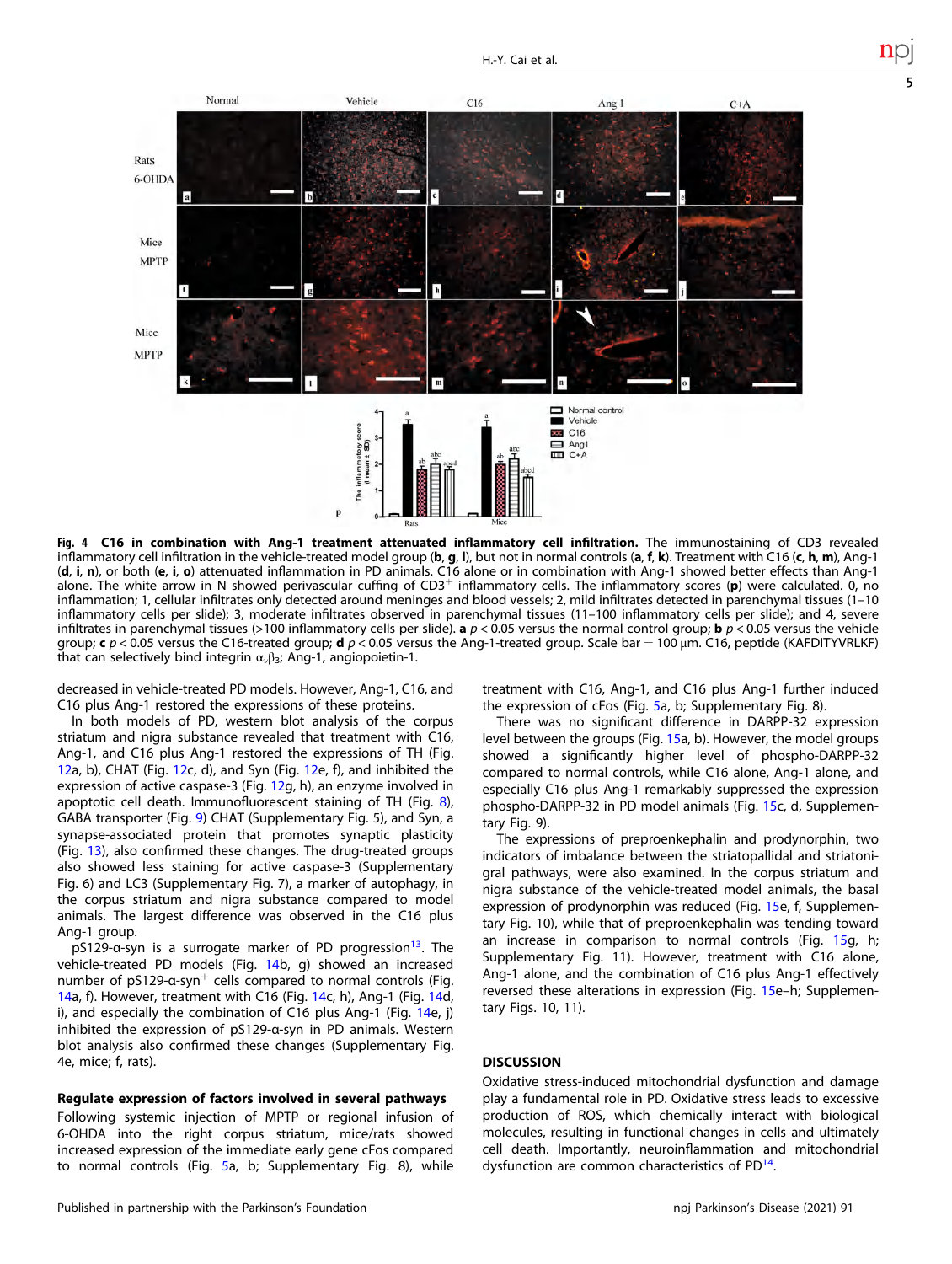**Fig. 4 C16 in combination with Ang-1 treatment attenuated inflammatory cell infiltration.** The immunostaining of CD3 revealed inflammatory cell infiltration in the vehicle-treated model group (**b**, **g**, **l**), but not in normal controls (**a**, **f**, **k**). Treatment with C16 (**c**, **h**, **m**), Ang-1 (**d**, **i**, **n**), or both (**e**, **i**, **o**) attenuated inflammation in PD animals. C16 alone or in combination with Ang-1 showed better effects than Ang-1 alone. The white arrow in N showed perivascular cuffing of $CD3^{+}$ inflammatory cells. The inflammatory scores (**p**) were calculated. 0, no inflammation; 1, cellular infiltrates only detected around meninges and blood vessels; 2, mild infiltrates detected in parenchymal tissues (1–10 inflammatory cells per slide); 3, moderate infiltrates observed in parenchymal tissues (11–100 inflammatory cells per slide); and 4, severe infiltrates in parenchymal tissues (>100 inflammatory cells per slide). **a** $p < 0.05$ versus the normal control group; **b** $p < 0.05$ versus the vehicle group; **c** $p < 0.05$ versus the C16-treated group; **d** $p < 0.05$ versus the Ang-1-treated group. Scale bar = 100 µm. C16, peptide (KAFDITYVRLKF) that can selectively bind integrin $\alpha_v\beta_3$; Ang-1, angiopoietin-1.

decreased in vehicle-treated PD models. However, Ang-1, C16, and C16 plus Ang-1 restored the expressions of these proteins.

In both models of PD, western blot analysis of the corpus striatum and nigra substance revealed that treatment with C16, Ang-1, and C16 plus Ang-1 restored the expressions of TH (Fig. 12a, b), CHAT (Fig. 12c, d), and Syn (Fig. 12e, f), and inhibited the expression of active caspase-3 (Fig. 12g, h), an enzyme involved in apoptotic cell death. Immunofluorescent staining of TH (Fig. 8), GABA transporter (Fig. 9) CHAT (Supplementary Fig. 5), and Syn, a synapse-associated protein that promotes synaptic plasticity (Fig. 13), also confirmed these changes. The drug-treated groups also showed less staining for active caspase-3 (Supplementary Fig. 6) and LC3 (Supplementary Fig. 7), a marker of autophagy, in the corpus striatum and nigra substance compared to model animals. The largest difference was observed in the C16 plus Ang-1 group.

pS129-α-syn is a surrogate marker of PD progression[13]. The vehicle-treated PD models (Fig. 14b, g) showed an increased number of pS129-α-$syn^{+}$ cells compared to normal controls (Fig. 14a, f). However, treatment with C16 (Fig. 14c, h), Ang-1 (Fig. 14d, i), and especially the combination of C16 plus Ang-1 (Fig. 14e, j) inhibited the expression of pS129-α-syn in PD animals. Western blot analysis also confirmed these changes (Supplementary Fig. 4e, mice; f, rats).

### Regulate expression of factors involved in several pathways

Following systemic injection of MPTP or regional infusion of 6-OHDA into the right corpus striatum, mice/rats showed increased expression of the immediate early gene cFos compared to normal controls (Fig. 5a, b; Supplementary Fig. 8), while treatment with C16, Ang-1, and C16 plus Ang-1 further induced the expression of cFos (Fig. 5a, b; Supplementary Fig. 8).

There was no significant difference in DARPP-32 expression level between the groups (Fig. 15a, b). However, the model groups showed a significantly higher level of phospho-DARPP-32 compared to normal controls, while C16 alone, Ang-1 alone, and especially C16 plus Ang-1 remarkably suppressed the expression phospho-DARPP-32 in PD model animals (Fig. 15c, d, Supplementary Fig. 9).

The expressions of preproenkephalin and prodynorphin, two indicators of imbalance between the striatopallidal and striatonigral pathways, were also examined. In the corpus striatum and nigra substance of the vehicle-treated model animals, the basal expression of prodynorphin was reduced (Fig. 15e, f, Supplementary Fig. 10), while that of preproenkephalin was tending toward an increase in comparison to normal controls (Fig. 15g, h; Supplementary Fig. 11). However, treatment with C16 alone, Ang-1 alone, and the combination of C16 plus Ang-1 effectively reversed these alterations in expression (Fig. 15e–h; Supplementary Figs. 10, 11).

## DISCUSSION

Oxidative stress-induced mitochondrial dysfunction and damage play a fundamental role in PD. Oxidative stress leads to excessive production of ROS, which chemically interact with biological molecules, resulting in functional changes in cells and ultimately cell death. Importantly, neuroinflammation and mitochondrial dysfunction are common characteristics of PD[14].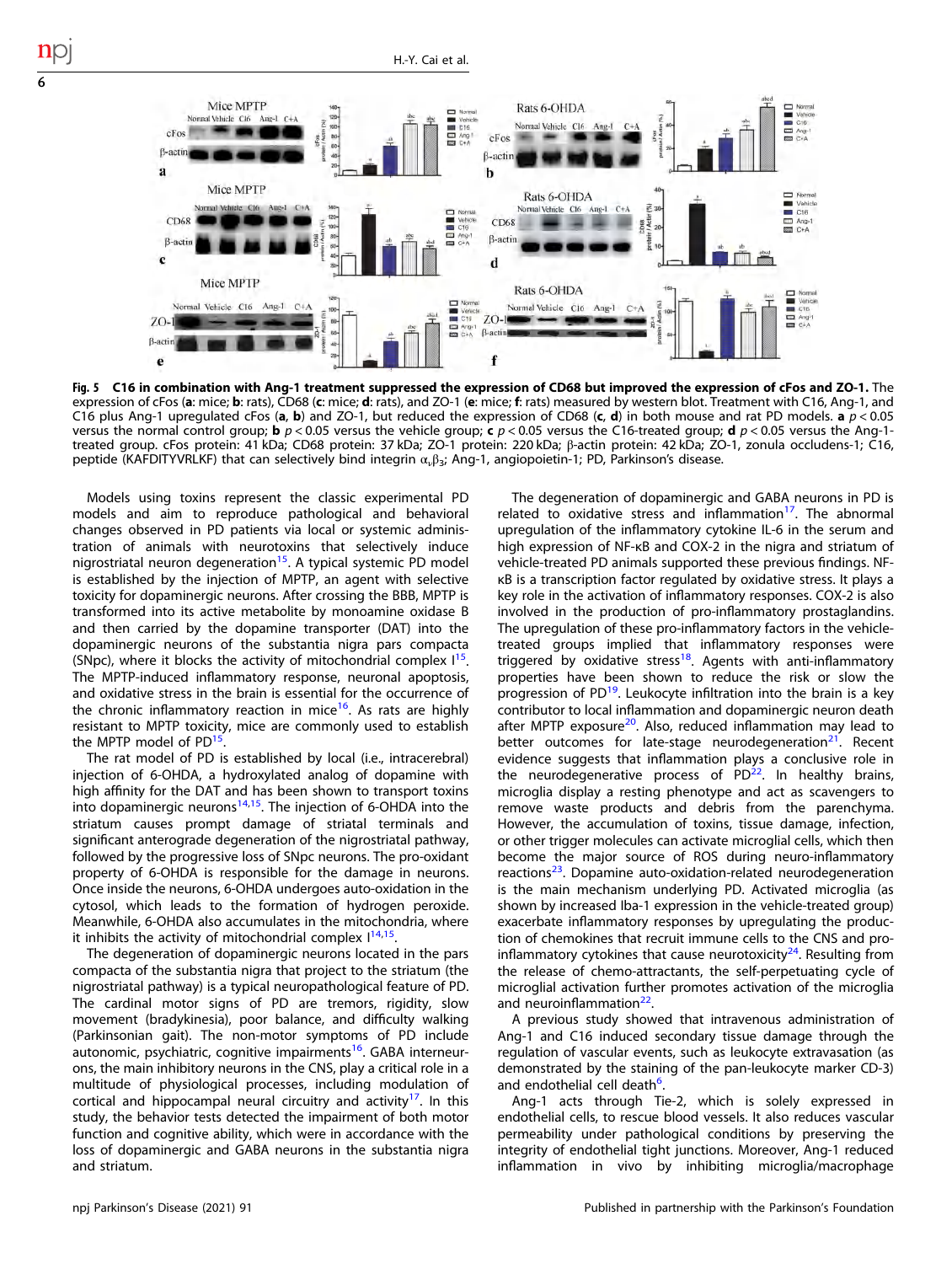**Fig. 5 C16 in combination with Ang-1 treatment suppressed the expression of CD68 but improved the expression of cFos and ZO-1.** The expression of cFos (**a**: mice; **b**: rats), CD68 (**c**: mice; **d**: rats), and ZO-1 (**e**: mice; **f**: rats) measured by western blot. Treatment with C16, Ang-1, and C16 plus Ang-1 upregulated cFos (**a**, **b**) and ZO-1, but reduced the expression of CD68 (**c**, **d**) in both mouse and rat PD models. **a** $p < 0.05$ versus the normal control group; **b** $p < 0.05$ versus the vehicle group; **c** $p < 0.05$ versus the C16-treated group; **d** $p < 0.05$ versus the Ang-1-treated group. cFos protein: 41 kDa; CD68 protein: 37 kDa; ZO-1 protein: 220 kDa; β-actin protein: 42 kDa; ZO-1, zonula occludens-1; C16, peptide (KAFDITYVRLKF) that can selectively bind integrin $\alpha_v\beta_3$; Ang-1, angiopoietin-1; PD, Parkinson's disease.

Models using toxins represent the classic experimental PD models and aim to reproduce pathological and behavioral changes observed in PD patients via local or systemic administration of animals with neurotoxins that selectively induce nigrostriatal neuron degeneration[15]. A typical systemic PD model is established by the injection of MPTP, an agent with selective toxicity for dopaminergic neurons. After crossing the BBB, MPTP is transformed into its active metabolite by monoamine oxidase B and then carried by the dopamine transporter (DAT) into the dopaminergic neurons of the substantia nigra pars compacta (SNpc), where it blocks the activity of mitochondrial complex I[15]. The MPTP-induced inflammatory response, neuronal apoptosis, and oxidative stress in the brain is essential for the occurrence of the chronic inflammatory reaction in mice[16]. As rats are highly resistant to MPTP toxicity, mice are commonly used to establish the MPTP model of PD[15].

The rat model of PD is established by local (i.e., intracerebral) injection of 6-OHDA, a hydroxylated analog of dopamine with high affinity for the DAT and has been shown to transport toxins into dopaminergic neurons[14,15]. The injection of 6-OHDA into the striatum causes prompt damage of striatal terminals and significant anterograde degeneration of the nigrostriatal pathway, followed by the progressive loss of SNpc neurons. The pro-oxidant property of 6-OHDA is responsible for the damage in neurons. Once inside the neurons, 6-OHDA undergoes auto-oxidation in the cytosol, which leads to the formation of hydrogen peroxide. Meanwhile, 6-OHDA also accumulates in the mitochondria, where it inhibits the activity of mitochondrial complex I[14,15].

The degeneration of dopaminergic neurons located in the pars compacta of the substantia nigra that project to the striatum (the nigrostriatal pathway) is a typical neuropathological feature of PD. The cardinal motor signs of PD are tremors, rigidity, slow movement (bradykinesia), poor balance, and difficulty walking (Parkinsonian gait). The non-motor symptoms of PD include autonomic, psychiatric, cognitive impairments[16]. GABA interneurons, the main inhibitory neurons in the CNS, play a critical role in a multitude of physiological processes, including modulation of cortical and hippocampal neural circuitry and activity[17]. In this study, the behavior tests detected the impairment of both motor function and cognitive ability, which were in accordance with the loss of dopaminergic and GABA neurons in the substantia nigra and striatum.

The degeneration of dopaminergic and GABA neurons in PD is related to oxidative stress and inflammation[17]. The abnormal upregulation of the inflammatory cytokine IL-6 in the serum and high expression of NF-κB and COX-2 in the nigra and striatum of vehicle-treated PD animals supported these previous findings. NF-κB is a transcription factor regulated by oxidative stress. It plays a key role in the activation of inflammatory responses. COX-2 is also involved in the production of pro-inflammatory prostaglandins. The upregulation of these pro-inflammatory factors in the vehicle-treated groups implied that inflammatory responses were triggered by oxidative stress[18]. Agents with anti-inflammatory properties have been shown to reduce the risk or slow the progression of PD[19]. Leukocyte infiltration into the brain is a key contributor to local inflammation and dopaminergic neuron death after MPTP exposure[20]. Also, reduced inflammation may lead to better outcomes for late-stage neurodegeneration[21]. Recent evidence suggests that inflammation plays a conclusive role in the neurodegenerative process of PD[22]. In healthy brains, microglia display a resting phenotype and act as scavengers to remove waste products and debris from the parenchyma. However, the accumulation of toxins, tissue damage, infection, or other trigger molecules can activate microglial cells, which then become the major source of ROS during neuro-inflammatory reactions[23]. Dopamine auto-oxidation-related neurodegeneration is the main mechanism underlying PD. Activated microglia (as shown by increased Iba-1 expression in the vehicle-treated group) exacerbate inflammatory responses by upregulating the production of chemokines that recruit immune cells to the CNS and pro-inflammatory cytokines that cause neurotoxicity[24]. Resulting from the release of chemo-attractants, the self-perpetuating cycle of microglial activation further promotes activation of the microglia and neuroinflammation[22].

A previous study showed that intravenous administration of Ang-1 and C16 induced secondary tissue damage through the regulation of vascular events, such as leukocyte extravasation (as demonstrated by the staining of the pan-leukocyte marker CD-3) and endothelial cell death[6].

Ang-1 acts through Tie-2, which is solely expressed in endothelial cells, to rescue blood vessels. It also reduces vascular permeability under pathological conditions by preserving the integrity of endothelial tight junctions. Moreover, Ang-1 reduced inflammation in vivo by inhibiting microglia/macrophage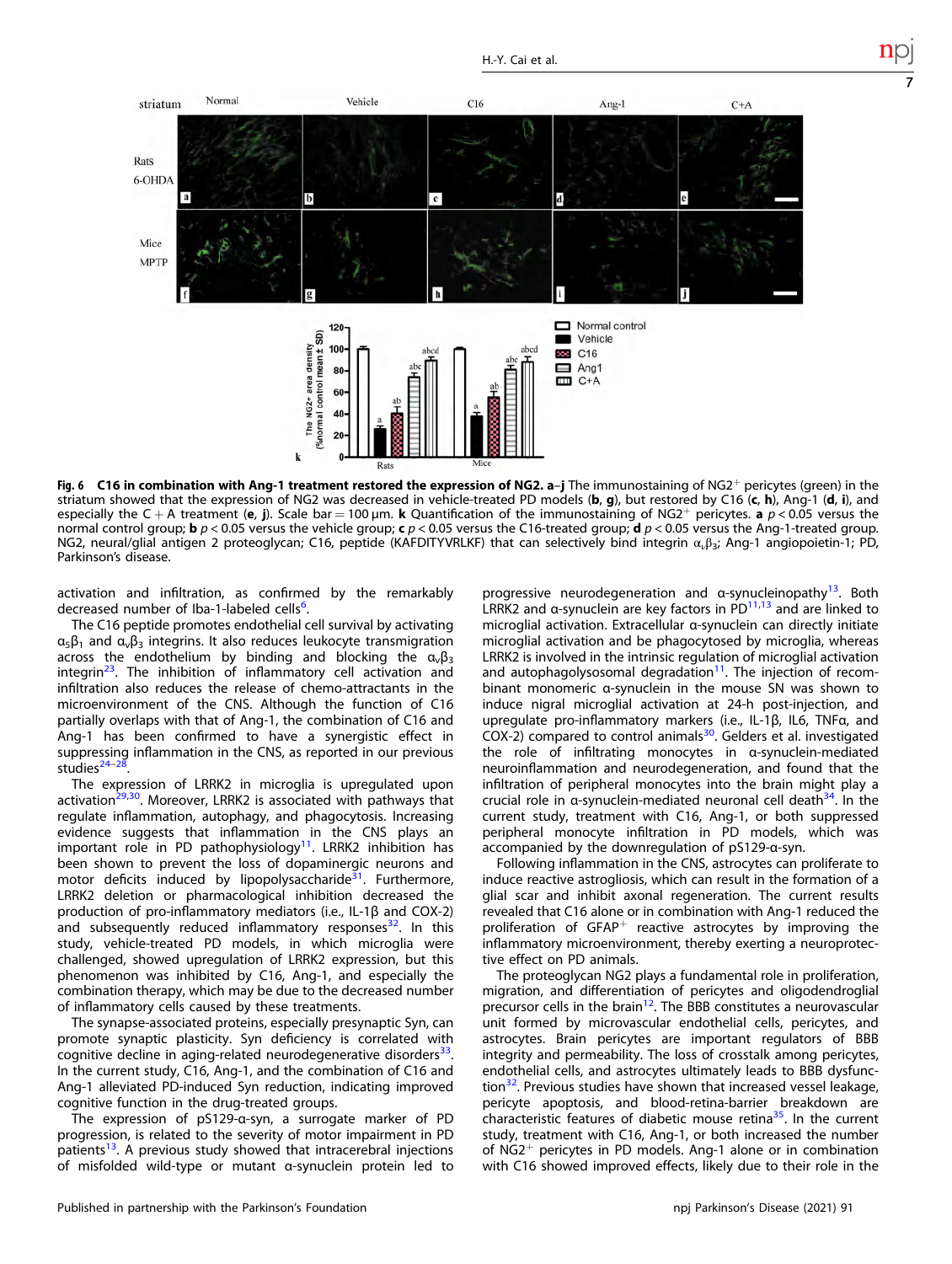**Fig. 6 C16 in combination with Ang-1 treatment restored the expression of NG2. a–j** The immunostaining of NG2$^{+}$ pericytes (green) in the striatum showed that the expression of NG2 was decreased in vehicle-treated PD models (**b**, **g**), but restored by C16 (**c**, **h**), Ang-1 (**d**, **i**), and especially the C + A treatment (**e**, **j**). Scale bar = 100 μm. **k** Quantification of the immunostaining of NG2$^{+}$ pericytes. **a** $p < 0.05$ versus the normal control group; **b** $p < 0.05$ versus the vehicle group; **c** $p < 0.05$ versus the C16-treated group; **d** $p < 0.05$ versus the Ang-1-treated group. NG2, neural/glial antigen 2 proteoglycan; C16, peptide (KAFDITYVRLKF) that can selectively bind integrin $\alpha_v\beta_3$; Ang-1 angiopoietin-1; PD, Parkinson's disease.

activation and infiltration, as confirmed by the remarkably decreased number of Iba-1-labeled cells[6].

The C16 peptide promotes endothelial cell survival by activating $\alpha_5\beta_1$ and $\alpha_v\beta_3$ integrins. It also reduces leukocyte transmigration across the endothelium by binding and blocking the $\alpha_v\beta_3$ integrin[23]. The inhibition of inflammatory cell activation and infiltration also reduces the release of chemo-attractants in the microenvironment of the CNS. Although the function of C16 partially overlaps with that of Ang-1, the combination of C16 and Ang-1 has been confirmed to have a synergistic effect in suppressing inflammation in the CNS, as reported in our previous studies[24–28].

The expression of LRRK2 in microglia is upregulated upon activation[29,30]. Moreover, LRRK2 is associated with pathways that regulate inflammation, autophagy, and phagocytosis. Increasing evidence suggests that inflammation in the CNS plays an important role in PD pathophysiology[11]. LRRK2 inhibition has been shown to prevent the loss of dopaminergic neurons and motor deficits induced by lipopolysaccharide[31]. Furthermore, LRRK2 deletion or pharmacological inhibition decreased the production of pro-inflammatory mediators (i.e., IL-1β and COX-2) and subsequently reduced inflammatory responses[32]. In this study, vehicle-treated PD models, in which microglia were challenged, showed upregulation of LRRK2 expression, but this phenomenon was inhibited by C16, Ang-1, and especially the combination therapy, which may be due to the decreased number of inflammatory cells caused by these treatments.

The synapse-associated proteins, especially presynaptic Syn, can promote synaptic plasticity. Syn deficiency is correlated with cognitive decline in aging-related neurodegenerative disorders[33]. In the current study, C16, Ang-1, and the combination of C16 and Ang-1 alleviated PD-induced Syn reduction, indicating improved cognitive function in the drug-treated groups.

The expression of pS129-α-syn, a surrogate marker of PD progression, is related to the severity of motor impairment in PD patients[13]. A previous study showed that intracerebral injections of misfolded wild-type or mutant α-synuclein protein led to progressive neurodegeneration and α-synucleinopathy[13]. Both LRRK2 and α-synuclein are key factors in PD[11,13] and are linked to microglial activation. Extracellular α-synuclein can directly initiate microglial activation and be phagocytosed by microglia, whereas LRRK2 is involved in the intrinsic regulation of microglial activation and autophagolysosomal degradation[11]. The injection of recombinant monomeric α-synuclein in the mouse SN was shown to induce nigral microglial activation at 24-h post-injection, and upregulate pro-inflammatory markers (i.e., IL-1β, IL6, TNFα, and COX-2) compared to control animals[30]. Gelders et al. investigated the role of infiltrating monocytes in α-synuclein-mediated neuroinflammation and neurodegeneration, and found that the infiltration of peripheral monocytes into the brain might play a crucial role in α-synuclein-mediated neuronal cell death[34]. In the current study, treatment with C16, Ang-1, or both suppressed peripheral monocyte infiltration in PD models, which was accompanied by the downregulation of pS129-α-syn.

Following inflammation in the CNS, astrocytes can proliferate to induce reactive astrogliosis, which can result in the formation of a glial scar and inhibit axonal regeneration. The current results revealed that C16 alone or in combination with Ang-1 reduced the proliferation of GFAP$^{+}$ reactive astrocytes by improving the inflammatory microenvironment, thereby exerting a neuroprotective effect on PD animals.

The proteoglycan NG2 plays a fundamental role in proliferation, migration, and differentiation of pericytes and oligodendroglial precursor cells in the brain[12]. The BBB constitutes a neurovascular unit formed by microvascular endothelial cells, pericytes, and astrocytes. Brain pericytes are important regulators of BBB integrity and permeability. The loss of crosstalk among pericytes, endothelial cells, and astrocytes ultimately leads to BBB dysfunction[32]. Previous studies have shown that increased vessel leakage, pericyte apoptosis, and blood-retina-barrier breakdown are characteristic features of diabetic mouse retina[35]. In the current study, treatment with C16, Ang-1, or both increased the number of NG2$^{+}$ pericytes in PD models. Ang-1 alone or in combination with C16 showed improved effects, likely due to their role in the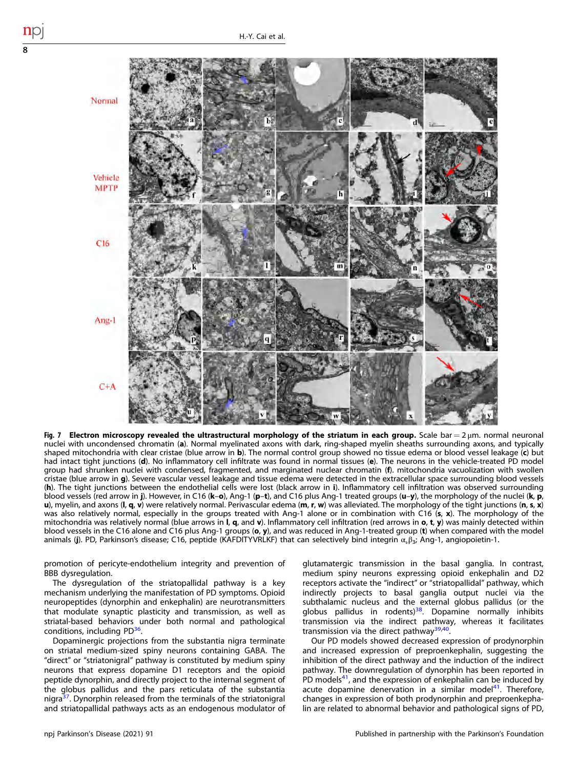Fig. 7 **Electron microscopy revealed the ultrastructural morphology of the striatum in each group.** Scale bar = 2 μm. normal neuronal nuclei with uncondensed chromatin (**a**). Normal myelinated axons with dark, ring-shaped myelin sheaths surrounding axons, and typically shaped mitochondria with clear cristae (blue arrow in **b**). The normal control group showed no tissue edema or blood vessel leakage (**c**) but had intact tight junctions (**d**). No inflammatory cell infiltrate was found in normal tissues (**e**). The neurons in the vehicle-treated PD model group had shrunken nuclei with condensed, fragmented, and marginated nuclear chromatin (**f**). mitochondria vacuolization with swollen cristae (blue arrow in **g**). Severe vascular vessel leakage and tissue edema were detected in the extracellular space surrounding blood vessels (**h**). The tight junctions between the endothelial cells were lost (black arrow in **i**). Inflammatory cell infiltration was observed surrounding blood vessels (red arrow in **j**). However, in C16 (**k**–**o**), Ang-1 (**p**–**t**), and C16 plus Ang-1 treated groups (**u**–**y**), the morphology of the nuclei (**k**, **p**, **u**), myelin, and axons (**l**, **q**, **v**) were relatively normal. Perivascular edema (**m**, **r**, **w**) was alleviated. The morphology of the tight junctions (**n**, **s**, **x**) was also relatively normal, especially in the groups treated with Ang-1 alone or in combination with C16 (**s**, **x**). The morphology of the mitochondria was relatively normal (blue arrows in **l**, **q**, and **v**). Inflammatory cell infiltration (red arrows in **o**, **t**, **y**) was mainly detected within blood vessels in the C16 alone and C16 plus Ang-1 groups (**o**, **y**), and was reduced in Ang-1-treated group (**t**) when compared with the model animals (**j**). PD, Parkinson's disease; C16, peptide (KAFDITYVRLKF) that can selectively bind integrin $\alpha_v\beta_3$; Ang-1, angiopoietin-1.

promotion of pericyte-endothelium integrity and prevention of BBB dysregulation.

The dysregulation of the striatopallidal pathway is a key mechanism underlying the manifestation of PD symptoms. Opioid neuropeptides (dynorphin and enkephalin) are neurotransmitters that modulate synaptic plasticity and transmission, as well as striatal-based behaviors under both normal and pathological conditions, including PD[36].

Dopaminergic projections from the substantia nigra terminate on striatal medium-sized spiny neurons containing GABA. The "direct" or "striatonigral" pathway is constituted by medium spiny neurons that express dopamine D1 receptors and the opioid peptide dynorphin, and directly project to the internal segment of the globus pallidus and the pars reticulata of the substantia nigra[37]. Dynorphin released from the terminals of the striatonigral and striatopallidal pathways acts as an endogenous modulator of glutamatergic transmission in the basal ganglia. In contrast, medium spiny neurons expressing opioid enkephalin and D2 receptors activate the "indirect" or "striatopallidal" pathway, which indirectly projects to basal ganglia output nuclei via the subthalamic nucleus and the external globus pallidus (or the globus pallidus in rodents)[38]. Dopamine normally inhibits transmission via the indirect pathway, whereas it facilitates transmission via the direct pathway[39,40].

Our PD models showed decreased expression of prodynorphin and increased expression of preproenkephalin, suggesting the inhibition of the direct pathway and the induction of the indirect pathway. The downregulation of dynorphin has been reported in PD models[41], and the expression of enkephalin can be induced by acute dopamine denervation in a similar model[41]. Therefore, changes in expression of both prodynorphin and preproenkephalin are related to abnormal behavior and pathological signs of PD,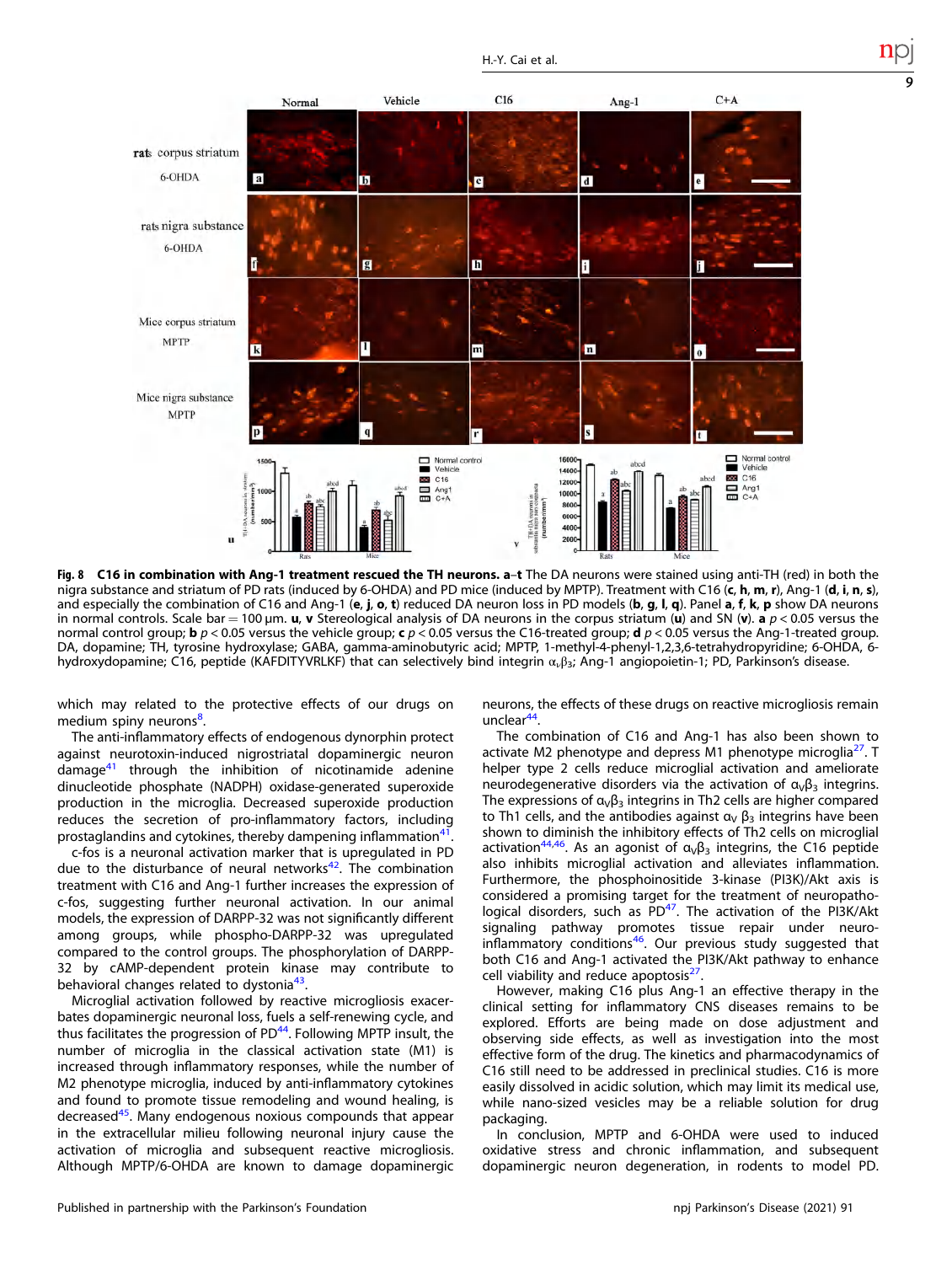**Fig. 8 C16 in combination with Ang-1 treatment rescued the TH neurons.** **a**–**t** The DA neurons were stained using anti-TH (red) in both the nigra substance and striatum of PD rats (induced by 6-OHDA) and PD mice (induced by MPTP). Treatment with C16 (**c**, **h**, **m**, **r**), Ang-1 (**d**, **i**, **n**, **s**), and especially the combination of C16 and Ang-1 (**e**, **j**, **o**, **t**) reduced DA neuron loss in PD models (**b**, **g**, **l**, **q**). Panel **a**, **f**, **k**, **p** show DA neurons in normal controls. Scale bar = 100 μm. **u**, **v** Stereological analysis of DA neurons in the corpus striatum (**u**) and SN (**v**). **a** $p < 0.05$ versus the normal control group; **b** $p < 0.05$ versus the vehicle group; **c** $p < 0.05$ versus the C16-treated group; **d** $p < 0.05$ versus the Ang-1-treated group. DA, dopamine; TH, tyrosine hydroxylase; GABA, gamma-aminobutyric acid; MPTP, 1-methyl-4-phenyl-1,2,3,6-tetrahydropyridine; 6-OHDA, 6-hydroxydopamine; C16, peptide (KAFDITYVRLKF) that can selectively bind integrin $\alpha_v\beta_3$; Ang-1 angiopoietin-1; PD, Parkinson's disease.

which may related to the protective effects of our drugs on medium spiny neurons[8].

The anti-inflammatory effects of endogenous dynorphin protect against neurotoxin-induced nigrostriatal dopaminergic neuron damage[41] through the inhibition of nicotinamide adenine dinucleotide phosphate (NADPH) oxidase-generated superoxide production in the microglia. Decreased superoxide production reduces the secretion of pro-inflammatory factors, including prostaglandins and cytokines, thereby dampening inflammation[41].

c-fos is a neuronal activation marker that is upregulated in PD due to the disturbance of neural networks[42]. The combination treatment with C16 and Ang-1 further increases the expression of c-fos, suggesting further neuronal activation. In our animal models, the expression of DARPP-32 was not significantly different among groups, while phospho-DARPP-32 was upregulated compared to the control groups. The phosphorylation of DARPP-32 by cAMP-dependent protein kinase may contribute to behavioral changes related to dystonia[43].

Microglial activation followed by reactive microgliosis exacerbates dopaminergic neuronal loss, fuels a self-renewing cycle, and thus facilitates the progression of PD[44]. Following MPTP insult, the number of microglia in the classical activation state (M1) is increased through inflammatory responses, while the number of M2 phenotype microglia, induced by anti-inflammatory cytokines and found to promote tissue remodeling and wound healing, is decreased[45]. Many endogenous noxious compounds that appear in the extracellular milieu following neuronal injury cause the activation of microglia and subsequent reactive microgliosis. Although MPTP/6-OHDA are known to damage dopaminergic neurons, the effects of these drugs on reactive microgliosis remain unclear[44].

The combination of C16 and Ang-1 has also been shown to activate M2 phenotype and depress M1 phenotype microglia[27]. T helper type 2 cells reduce microglial activation and ameliorate neurodegenerative disorders via the activation of $\alpha_V\beta_3$ integrins. The expressions of $\alpha_V\beta_3$ integrins in Th2 cells are higher compared to Th1 cells, and the antibodies against $\alpha_V\beta_3$ integrins have been shown to diminish the inhibitory effects of Th2 cells on microglial activation[44,46]. As an agonist of $\alpha_V\beta_3$ integrins, the C16 peptide also inhibits microglial activation and alleviates inflammation. Furthermore, the phosphoinositide 3-kinase (PI3K)/Akt axis is considered a promising target for the treatment of neuropathological disorders, such as PD[47]. The activation of the PI3K/Akt signaling pathway promotes tissue repair under neuro-inflammatory conditions[46]. Our previous study suggested that both C16 and Ang-1 activated the PI3K/Akt pathway to enhance cell viability and reduce apoptosis[27].

However, making C16 plus Ang-1 an effective therapy in the clinical setting for inflammatory CNS diseases remains to be explored. Efforts are being made on dose adjustment and observing side effects, as well as investigation into the most effective form of the drug. The kinetics and pharmacodynamics of C16 still need to be addressed in preclinical studies. C16 is more easily dissolved in acidic solution, which may limit its medical use, while nano-sized vesicles may be a reliable solution for drug packaging.

In conclusion, MPTP and 6-OHDA were used to induced oxidative stress and chronic inflammation, and subsequent dopaminergic neuron degeneration, in rodents to model PD.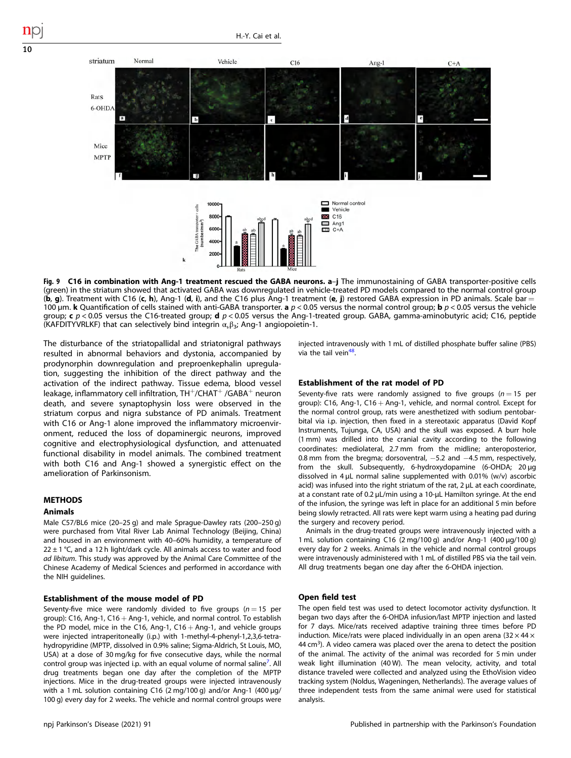**Fig. 9 C16 in combination with Ang-1 treatment rescued the GABA neurons. a–j** The immunostaining of GABA transporter-positive cells (green) in the striatum showed that activated GABA was downregulated in vehicle-treated PD models compared to the normal control group (**b**, **g**). Treatment with C16 (**c**, **h**), Ang-1 (**d**, **i**), and the C16 plus Ang-1 treatment (**e**, **j**) restored GABA expression in PD animals. Scale bar = 100 μm. **k** Quantification of cells stained with anti-GABA transporter. **a** $p < 0.05$ versus the normal control group; **b** $p < 0.05$ versus the vehicle group; **c** $p < 0.05$ versus the C16-treated group; **d** $p < 0.05$ versus the Ang-1-treated group. GABA, gamma-aminobutyric acid; C16, peptide (KAFDITYVRLKF) that can selectively bind integrin $\alpha_v\beta_3$; Ang-1 angiopoietin-1.

The disturbance of the striatopallidal and striatonigral pathways resulted in abnormal behaviors and dystonia, accompanied by prodynorphin downregulation and preproenkephalin upregulation, suggesting the inhibition of the direct pathway and the activation of the indirect pathway. Tissue edema, blood vessel leakage, inflammatory cell infiltration, $TH^+$/$CHAT^+$ /$GABA^+$ neuron death, and severe synaptophysin loss were observed in the striatum corpus and nigra substance of PD animals. Treatment with C16 or Ang-1 alone improved the inflammatory microenvironment, reduced the loss of dopaminergic neurons, improved cognitive and electrophysiological dysfunction, and attenuated functional disability in model animals. The combined treatment with both C16 and Ang-1 showed a synergistic effect on the amelioration of Parkinsonism.

## METHODS

### Animals

Male C57/BL6 mice (20–25 g) and male Sprague-Dawley rats (200–250 g) were purchased from Vital River Lab Animal Technology (Beijing, China) and housed in an environment with 40–60% humidity, a temperature of 22 ± 1 °C, and a 12 h light/dark cycle. All animals access to water and food *ad libitum*. This study was approved by the Animal Care Committee of the Chinese Academy of Medical Sciences and performed in accordance with the NIH guidelines.

### Establishment of the mouse model of PD

Seventy-five mice were randomly divided to five groups ($n = 15$ per group): C16, Ang-1, C16 + Ang-1, vehicle, and normal control. To establish the PD model, mice in the C16, Ang-1, C16 + Ang-1, and vehicle groups were injected intraperitoneally (i.p.) with 1-methyl-4-phenyl-1,2,3,6-tetrahydropyridine (MPTP, dissolved in 0.9% saline; Sigma-Aldrich, St Louis, MO, USA) at a dose of 30 mg/kg for five consecutive days, while the normal control group was injected i.p. with an equal volume of normal saline[7]. All drug treatments began one day after the completion of the MPTP injections. Mice in the drug-treated groups were injected intravenously with a 1 mL solution containing C16 (2 mg/100 g) and/or Ang-1 (400 μg/100 g) every day for 2 weeks. The vehicle and normal control groups were injected intravenously with 1 mL of distilled phosphate buffer saline (PBS) via the tail vein[48].

### Establishment of the rat model of PD

Seventy-five rats were randomly assigned to five groups ($n = 15$ per group): C16, Ang-1, C16 + Ang-1, vehicle, and normal control. Except for the normal control group, rats were anesthetized with sodium pentobarbital via i.p. injection, then fixed in a stereotaxic apparatus (David Kopf Instruments, Tujunga, CA, USA) and the skull was exposed. A burr hole (1 mm) was drilled into the cranial cavity according to the following coordinates: mediolateral, 2.7 mm from the midline; anteroposterior, 0.8 mm from the bregma; dorsoventral, −5.2 and −4.5 mm, respectively, from the skull. Subsequently, 6-hydroxydopamine (6-OHDA; 20 μg dissolved in 4 μL normal saline supplemented with 0.01% (w/v) ascorbic acid) was infused into the right striatum of the rat, 2 μL at each coordinate, at a constant rate of 0.2 μL/min using a 10-μL Hamilton syringe. At the end of the infusion, the syringe was left in place for an additional 5 min before being slowly retracted. All rats were kept warm using a heating pad during the surgery and recovery period.

Animals in the drug-treated groups were intravenously injected with a 1 mL solution containing C16 (2 mg/100 g) and/or Ang-1 (400 μg/100 g) every day for 2 weeks. Animals in the vehicle and normal control groups were intravenously administered with 1 mL of distilled PBS via the tail vein. All drug treatments began one day after the 6-OHDA injection.

### Open field test

The open field test was used to detect locomotor activity dysfunction. It began two days after the 6-OHDA infusion/last MPTP injection and lasted for 7 days. Mice/rats received adaptive training three times before PD induction. Mice/rats were placed individually in an open arena (32 × 44 × 44 $cm^3$). A video camera was placed over the arena to detect the position of the animal. The activity of the animal was recorded for 5 min under weak light illumination (40 W). The mean velocity, activity, and total distance traveled were collected and analyzed using the EthoVision video tracking system (Noldus, Wageningen, Netherlands). The average values of three independent tests from the same animal were used for statistical analysis.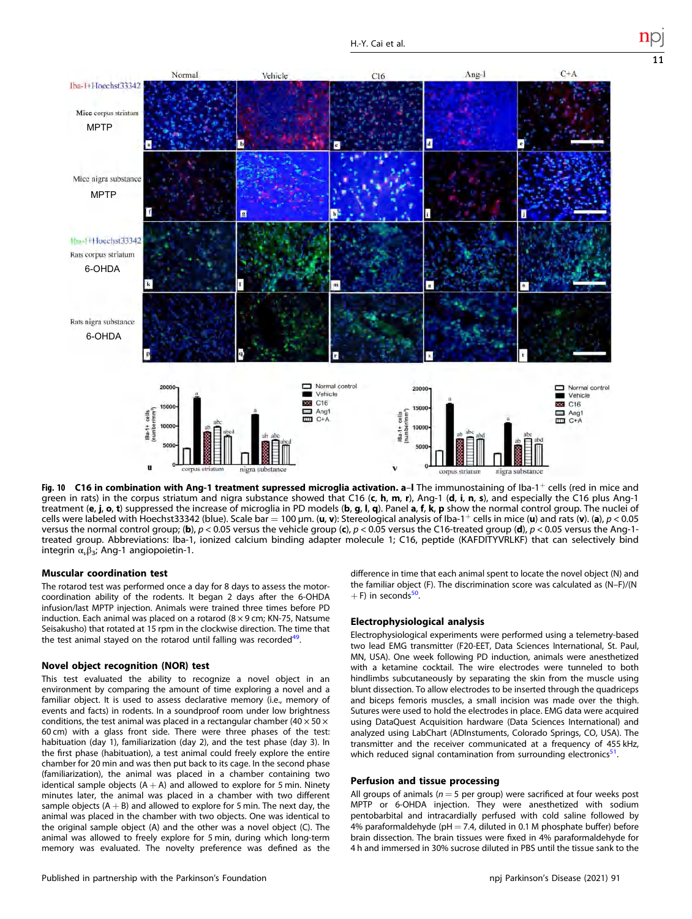**Fig. 10 C16 in combination with Ang-1 treatment supressed microglia activation.** **a**–**l** The immunostaining of Iba-1$^{+}$ cells (red in mice and green in rats) in the corpus striatum and nigra substance showed that C16 (**c**, **h**, **m**, **r**), Ang-1 (**d**, **i**, **n**, **s**), and especially the C16 plus Ang-1 treatment (**e**, **j**, **o**, **t**) suppressed the increase of microglia in PD models (**b**, **g**, **l**, **q**). Panel **a**, **f**, **k**, **p** show the normal control group. The nuclei of cells were labeled with Hoechst33342 (blue). Scale bar = 100 μm. (**u**, **v**): Stereological analysis of Iba-1$^{+}$ cells in mice (**u**) and rats (**v**). (**a**), $p < 0.05$ versus the normal control group; (**b**), $p < 0.05$ versus the vehicle group (**c**), $p < 0.05$ versus the C16-treated group (**d**), $p < 0.05$ versus the Ang-1-treated group. Abbreviations: Iba-1, ionized calcium binding adapter molecule 1; C16, peptide (KAFDITYVRLKF) that can selectively bind integrin $\alpha_v\beta_3$; Ang-1 angiopoietin-1.

### Muscular coordination test

The rotarod test was performed once a day for 8 days to assess the motor-coordination ability of the rodents. It began 2 days after the 6-OHDA infusion/last MPTP injection. Animals were trained three times before PD induction. Each animal was placed on a rotarod (8 × 9 cm; KN-75, Natsume Seisakusho) that rotated at 15 rpm in the clockwise direction. The time that the test animal stayed on the rotarod until falling was recorded[49].

### Novel object recognition (NOR) test

This test evaluated the ability to recognize a novel object in an environment by comparing the amount of time exploring a novel and a familiar object. It is used to assess declarative memory (i.e., memory of events and facts) in rodents. In a soundproof room under low brightness conditions, the test animal was placed in a rectangular chamber (40 × 50 × 60 cm) with a glass front side. There were three phases of the test: habituation (day 1), familiarization (day 2), and the test phase (day 3). In the first phase (habituation), a test animal could freely explore the entire chamber for 20 min and was then put back to its cage. In the second phase (familiarization), the animal was placed in a chamber containing two identical sample objects (A + A) and allowed to explore for 5 min. Ninety minutes later, the animal was placed in a chamber with two different sample objects (A + B) and allowed to explore for 5 min. The next day, the animal was placed in the chamber with two objects. One was identical to the original sample object (A) and the other was a novel object (C). The animal was allowed to freely explore for 5 min, during which long-term memory was evaluated. The novelty preference was defined as the difference in time that each animal spent to locate the novel object (N) and the familiar object (F). The discrimination score was calculated as (N–F)/(N + F) in seconds[50].

### Electrophysiological analysis

Electrophysiological experiments were performed using a telemetry-based two lead EMG transmitter (F20-EET, Data Sciences International, St. Paul, MN, USA). One week following PD induction, animals were anesthetized with a ketamine cocktail. The wire electrodes were tunneled to both hindlimbs subcutaneously by separating the skin from the muscle using blunt dissection. To allow electrodes to be inserted through the quadriceps and biceps femoris muscles, a small incision was made over the thigh. Sutures were used to hold the electrodes in place. EMG data were acquired using DataQuest Acquisition hardware (Data Sciences International) and analyzed using LabChart (ADInstuments, Colorado Springs, CO, USA). The transmitter and the receiver communicated at a frequency of 455 kHz, which reduced signal contamination from surrounding electronics[51].

### Perfusion and tissue processing

All groups of animals ($n = 5$ per group) were sacrificed at four weeks post MPTP or 6-OHDA injection. They were anesthetized with sodium pentobarbital and intracardially perfused with cold saline followed by 4% paraformaldehyde (pH = 7.4, diluted in 0.1 M phosphate buffer) before brain dissection. The brain tissues were fixed in 4% paraformaldehyde for 4 h and immersed in 30% sucrose diluted in PBS until the tissue sank to the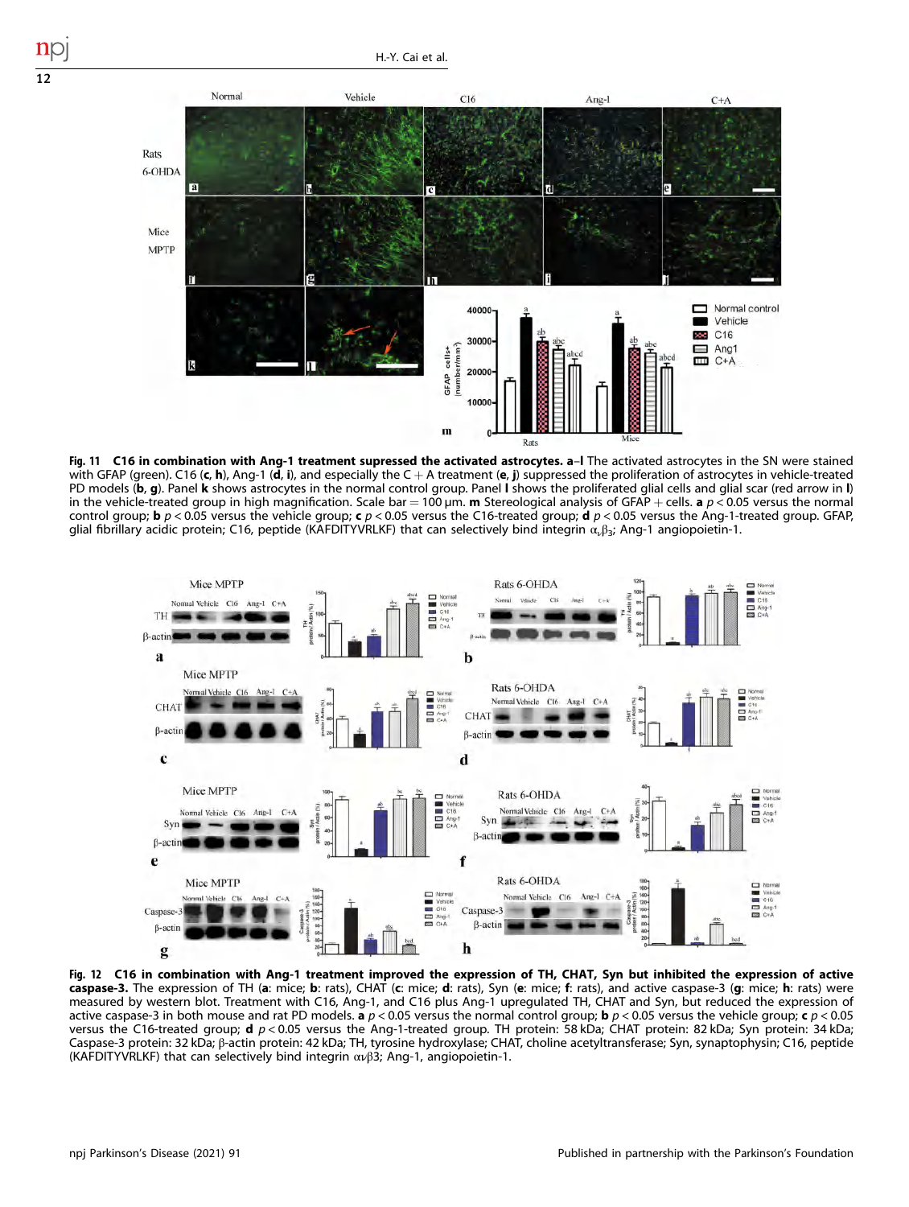**Fig. 11 C16 in combination with Ang-1 treatment supressed the activated astrocytes.** **a**–**l** The activated astrocytes in the SN were stained with GFAP (green). C16 (**c**, **h**), Ang-1 (**d**, **i**), and especially the C + A treatment (**e**, **j**) suppressed the proliferation of astrocytes in vehicle-treated PD models (**b**, **g**). Panel **k** shows astrocytes in the normal control group. Panel **l** shows the proliferated glial cells and glial scar (red arrow in **l**) in the vehicle-treated group in high magnification. Scale bar = 100 μm. **m** Stereological analysis of GFAP + cells. **a** $p < 0.05$ versus the normal control group; **b** $p < 0.05$ versus the vehicle group; **c** $p < 0.05$ versus the C16-treated group; **d** $p < 0.05$ versus the Ang-1-treated group. GFAP, glial fibrillary acidic protein; C16, peptide (KAFDITYVRLKF) that can selectively bind integrin $\alpha_v\beta_3$; Ang-1 angiopoietin-1.

**Fig. 12 C16 in combination with Ang-1 treatment improved the expression of TH, CHAT, Syn but inhibited the expression of active caspase-3.** The expression of TH (**a**: mice; **b**: rats), CHAT (**c**: mice; **d**: rats), Syn (**e**: mice; **f**: rats), and active caspase-3 (**g**: mice; **h**: rats) were measured by western blot. Treatment with C16, Ang-1, and C16 plus Ang-1 upregulated TH, CHAT and Syn, but reduced the expression of active caspase-3 in both mouse and rat PD models. **a** $p < 0.05$ versus the normal control group; **b** $p < 0.05$ versus the vehicle group; **c** $p < 0.05$ versus the C16-treated group; **d** $p < 0.05$ versus the Ang-1-treated group. TH protein: 58 kDa; CHAT protein: 82 kDa; Syn protein: 34 kDa; Caspase-3 protein: 32 kDa; β-actin protein: 42 kDa; TH, tyrosine hydroxylase; CHAT, choline acetyltransferase; Syn, synaptophysin; C16, peptide (KAFDITYVRLKF) that can selectively bind integrin $\alpha v\beta 3$; Ang-1, angiopoietin-1.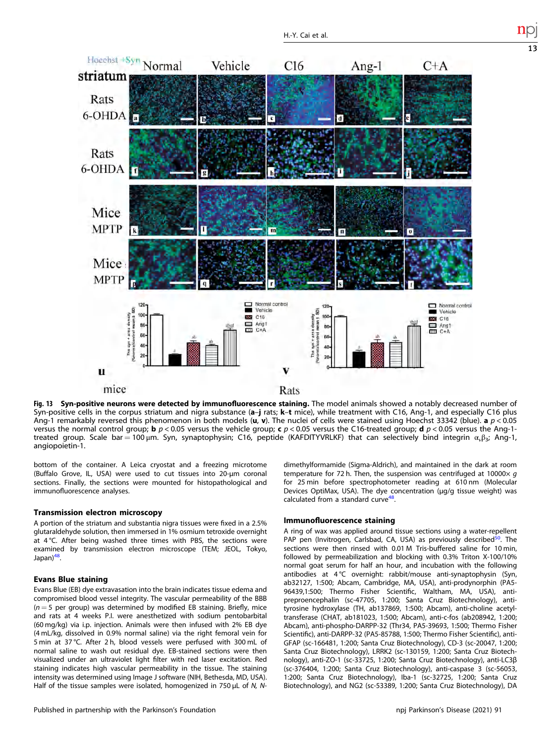Fig. 13 **Syn-positive neurons were detected by immunofluorescence staining.** The model animals showed a notably decreased number of Syn-positive cells in the corpus striatum and nigra substance (**a**–**j** rats; **k**–**t** mice), while treatment with C16, Ang-1, and especially C16 plus Ang-1 remarkably reversed this phenomenon in both models (**u**, **v**). The nuclei of cells were stained using Hoechst 33342 (blue). **a** $p < 0.05$ versus the normal control group; **b** $p < 0.05$ versus the vehicle group; **c** $p < 0.05$ versus the C16-treated group; **d** $p < 0.05$ versus the Ang-1-treated group. Scale bar = 100 µm. Syn, synaptophysin; C16, peptide (KAFDITYVRLKF) that can selectively bind integrin $\alpha_v\beta_3$; Ang-1, angiopoietin-1.

bottom of the container. A Leica cryostat and a freezing microtome (Buffalo Grove, IL, USA) were used to cut tissues into 20-µm coronal sections. Finally, the sections were mounted for histopathological and immunofluorescence analyses.

### Transmission electron microscopy

A portion of the striatum and substantia nigra tissues were fixed in a 2.5% glutaraldehyde solution, then immersed in 1% osmium tetroxide overnight at 4 °C. After being washed three times with PBS, the sections were examined by transmission electron microscope (TEM; JEOL, Tokyo, Japan)[48].

### Evans Blue staining

Evans Blue (EB) dye extravasation into the brain indicates tissue edema and compromised blood vessel integrity. The vascular permeability of the BBB ($n = 5$ per group) was determined by modified EB staining. Briefly, mice and rats at 4 weeks P.I. were anesthetized with sodium pentobarbital (60 mg/kg) via i.p. injection. Animals were then infused with 2% EB dye (4 mL/kg, dissolved in 0.9% normal saline) via the right femoral vein for 5 min at 37 °C. After 2 h, blood vessels were perfused with 300 mL of normal saline to wash out residual dye. EB-stained sections were then visualized under an ultraviolet light filter with red laser excitation. Red staining indicates high vascular permeability in the tissue. The staining intensity was determined using Image J software (NIH, Bethesda, MD, USA). Half of the tissue samples were isolated, homogenized in 750 µL of *N, N*-dimethylformamide (Sigma-Aldrich), and maintained in the dark at room temperature for 72 h. Then, the suspension was centrifuged at 10000× *g* for 25 min before spectrophotometer reading at 610 nm (Molecular Devices OptiMax, USA). The dye concentration (µg/g tissue weight) was calculated from a standard curve[48].

### Immunofluorescence staining

A ring of wax was applied around tissue sections using a water-repellent PAP pen (Invitrogen, Carlsbad, CA, USA) as previously described[50]. The sections were then rinsed with 0.01 M Tris-buffered saline for 10 min, followed by permeabilization and blocking with 0.3% Triton X-100/10% normal goat serum for half an hour, and incubation with the following antibodies at 4 °C overnight: rabbit/mouse anti-synaptophysin (Syn, ab32127, 1:500; Abcam, Cambridge, MA, USA), anti-prodynorphin (PA5-96439,1:500; Thermo Fisher Scientific, Waltham, MA, USA), anti-preproencephalin (sc-47705, 1:200; Santa Cruz Biotechnology), anti-tyrosine hydroxylase (TH, ab137869, 1:500; Abcam), anti-choline acetyltransferase (CHAT, ab181023, 1:500; Abcam), anti-c-fos (ab208942, 1:200; Abcam), anti-phospho-DARPP-32 (Thr34, PA5-39693, 1:500; Thermo Fisher Scientific), anti-DARPP-32 (PA5-85788, 1:500; Thermo Fisher Scientific), anti-GFAP (sc-166481, 1:200; Santa Cruz Biotechnology), CD-3 (sc-20047, 1:200; Santa Cruz Biotechnology), LRRK2 (sc-130159, 1:200; Santa Cruz Biotechnology), anti-ZO-1 (sc-33725, 1:200; Santa Cruz Biotechnology), anti-LC3β (sc-376404, 1:200; Santa Cruz Biotechnology), anti-caspase 3 (sc-56053, 1:200; Santa Cruz Biotechnology), Iba-1 (sc-32725, 1:200; Santa Cruz Biotechnology), and NG2 (sc-53389, 1:200; Santa Cruz Biotechnology), DA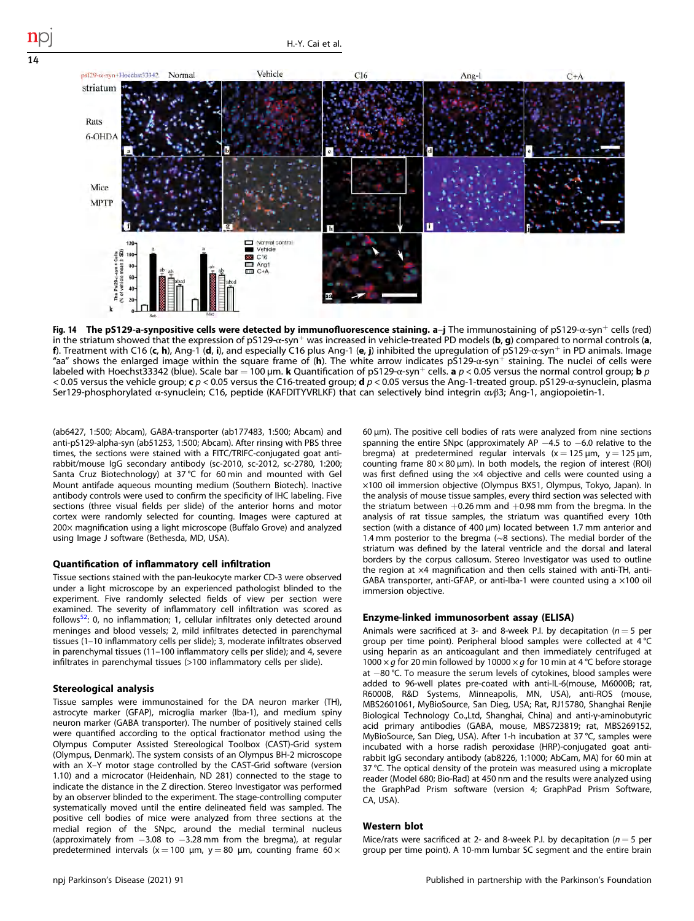**Fig. 14 The pS129-a-synpositive cells were detected by immunofluorescence staining.** **a**–**j** The immunostaining of pS129-α-syn$^+$ cells (red) in the striatum showed that the expression of pS129-α-syn$^+$ was increased in vehicle-treated PD models (**b**, **g**) compared to normal controls (**a**, **f**). Treatment with C16 (**c**, **h**), Ang-1 (**d**, **i**), and especially C16 plus Ang-1 (**e**, **j**) inhibited the upregulation of pS129-α-syn$^+$ in PD animals. Image "aa" shows the enlarged image within the square frame of (**h**). The white arrow indicates pS129-α-syn$^+$ staining. The nuclei of cells were labeled with Hoechst33342 (blue). Scale bar = 100 μm. **k** Quantification of pS129-α-syn$^+$ cells. **a** $p < 0.05$ versus the normal control group; **b** $p < 0.05$ versus the vehicle group; **c** $p < 0.05$ versus the C16-treated group; **d** $p < 0.05$ versus the Ang-1-treated group. pS129-α-synuclein, plasma Ser129-phosphorylated α-synuclein; C16, peptide (KAFDITYVRLKF) that can selectively bind integrin αvβ3; Ang-1, angiopoietin-1.

(ab6427, 1:500; Abcam), GABA-transporter (ab177483, 1:500; Abcam) and anti-pS129-alpha-syn (ab51253, 1:500; Abcam). After rinsing with PBS three times, the sections were stained with a FITC/TRIFC-conjugated goat anti-rabbit/mouse IgG secondary antibody (sc-2010, sc-2012, sc-2780, 1:200; Santa Cruz Biotechnology) at 37 °C for 60 min and mounted with Gel Mount antifade aqueous mounting medium (Southern Biotech). Inactive antibody controls were used to confirm the specificity of IHC labeling. Five sections (three visual fields per slide) of the anterior horns and motor cortex were randomly selected for counting. Images were captured at 200× magnification using a light microscope (Buffalo Grove) and analyzed using Image J software (Bethesda, MD, USA).

### Quantification of inflammatory cell infiltration

Tissue sections stained with the pan-leukocyte marker CD-3 were observed under a light microscope by an experienced pathologist blinded to the experiment. Five randomly selected fields of view per section were examined. The severity of inflammatory cell infiltration was scored as follows[52]: 0, no inflammation; 1, cellular infiltrates only detected around meninges and blood vessels; 2, mild infiltrates detected in parenchymal tissues (1–10 inflammatory cells per slide); 3, moderate infiltrates observed in parenchymal tissues (11–100 inflammatory cells per slide); and 4, severe infiltrates in parenchymal tissues (>100 inflammatory cells per slide).

### Stereological analysis

Tissue samples were immunostained for the DA neuron marker (TH), astrocyte marker (GFAP), microglia marker (Iba-1), and medium spiny neuron marker (GABA transporter). The number of positively stained cells were quantified according to the optical fractionator method using the Olympus Computer Assisted Stereological Toolbox (CAST)-Grid system (Olympus, Denmark). The system consists of an Olympus BH-2 microscope with an X–Y motor stage controlled by the CAST-Grid software (version 1.10) and a microcator (Heidenhain, ND 281) connected to the stage to indicate the distance in the Z direction. Stereo Investigator was performed by an observer blinded to the experiment. The stage-controlling computer systematically moved until the entire delineated field was sampled. The positive cell bodies of mice were analyzed from three sections at the medial region of the SNpc, around the medial terminal nucleus (approximately from −3.08 to −3.28 mm from the bregma), at regular predetermined intervals (x = 100 μm, y = 80 μm, counting frame 60 × 60 μm). The positive cell bodies of rats were analyzed from nine sections spanning the entire SNpc (approximately AP −4.5 to −6.0 relative to the bregma) at predetermined regular intervals (x = 125 μm, y = 125 μm, counting frame 80 × 80 μm). In both models, the region of interest (ROI) was first defined using the ×4 objective and cells were counted using a ×100 oil immersion objective (Olympus BX51, Olympus, Tokyo, Japan). In the analysis of mouse tissue samples, every third section was selected with the striatum between +0.26 mm and +0.98 mm from the bregma. In the analysis of rat tissue samples, the striatum was quantified every 10th section (with a distance of 400 μm) located between 1.7 mm anterior and 1.4 mm posterior to the bregma (~8 sections). The medial border of the striatum was defined by the lateral ventricle and the dorsal and lateral borders by the corpus callosum. Stereo Investigator was used to outline the region at ×4 magnification and then cells stained with anti-TH, anti-GABA transporter, anti-GFAP, or anti-Iba-1 were counted using a ×100 oil immersion objective.

### Enzyme-linked immunosorbent assay (ELISA)

Animals were sacrificed at 3- and 8-week P.I. by decapitation ($n = 5$ per group per time point). Peripheral blood samples were collected at 4 °C using heparin as an anticoagulant and then immediately centrifuged at 1000 × *g* for 20 min followed by 10000 × *g* for 10 min at 4 °C before storage at −80 °C. To measure the serum levels of cytokines, blood samples were added to 96-well plates pre-coated with anti-IL-6(mouse, M6000B; rat, R6000B, R&D Systems, Minneapolis, MN, USA), anti-ROS (mouse, MBS2601061, MyBioSource, San Dieg, USA; Rat, RJ15780, Shanghai Renjie Biological Technology Co.,Ltd, Shanghai, China) and anti-γ-aminobutyric acid primary antibodies (GABA, mouse, MBS723819; rat, MBS269152, MyBioSource, San Dieg, USA). After 1-h incubation at 37 °C, samples were incubated with a horse radish peroxidase (HRP)-conjugated goat anti-rabbit IgG secondary antibody (ab8226, 1:1000; AbCam, MA) for 60 min at 37 °C. The optical density of the protein was measured using a microplate reader (Model 680; Bio-Rad) at 450 nm and the results were analyzed using the GraphPad Prism software (version 4; GraphPad Prism Software, CA, USA).

### Western blot

Mice/rats were sacrificed at 2- and 8-week P.I. by decapitation ($n = 5$ per group per time point). A 10-mm lumbar SC segment and the entire brain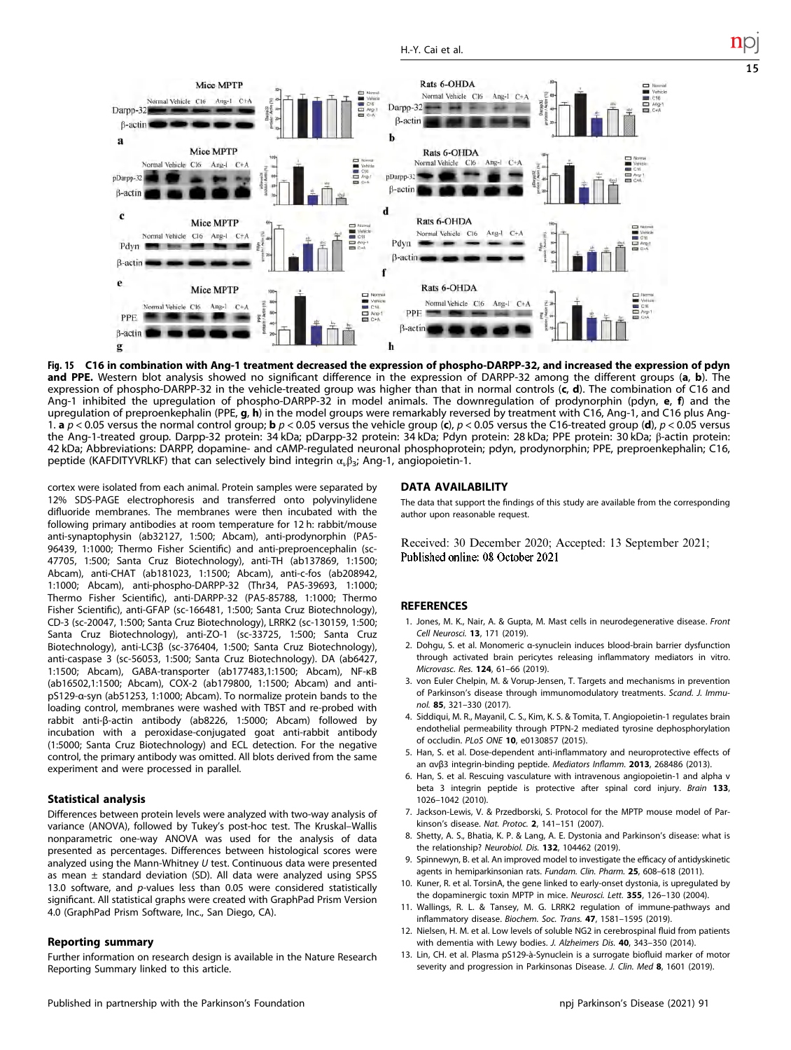**Fig. 15 C16 in combination with Ang-1 treatment decreased the expression of phospho-DARPP-32, and increased the expression of pdyn and PPE.** Western blot analysis showed no significant difference in the expression of DARPP-32 among the different groups (**a**, **b**). The expression of phospho-DARPP-32 in the vehicle-treated group was higher than that in normal controls (**c**, **d**). The combination of C16 and Ang-1 inhibited the upregulation of phospho-DARPP-32 in model animals. The downregulation of prodynorphin (pdyn, **e**, **f**) and the upregulation of preproenkephalin (PPE, **g**, **h**) in the model groups were remarkably reversed by treatment with C16, Ang-1, and C16 plus Ang-1. **a** $p < 0.05$ versus the normal control group; **b** $p < 0.05$ versus the vehicle group (**c**), $p < 0.05$ versus the C16-treated group (**d**), $p < 0.05$ versus the Ang-1-treated group. Darpp-32 protein: 34 kDa; pDarpp-32 protein: 34 kDa; Pdyn protein: 28 kDa; PPE protein: 30 kDa; β-actin protein: 42 kDa; Abbreviations: DARPP, dopamine- and cAMP-regulated neuronal phosphoprotein; pdyn, prodynorphin; PPE, preproenkephalin; C16, peptide (KAFDITYVRLKF) that can selectively bind integrin $\alpha_v\beta_3$; Ang-1, angiopoietin-1.

cortex were isolated from each animal. Protein samples were separated by 12% SDS-PAGE electrophoresis and transferred onto polyvinylidene difluoride membranes. The membranes were then incubated with the following primary antibodies at room temperature for 12 h: rabbit/mouse anti-synaptophysin (ab32127, 1:500; Abcam), anti-prodynorphin (PA5-96439, 1:1000; Thermo Fisher Scientific) and anti-preproencephalin (sc-47705, 1:500; Santa Cruz Biotechnology), anti-TH (ab137869, 1:1500; Abcam), anti-CHAT (ab181023, 1:1500; Abcam), anti-c-fos (ab208942, 1:1000; Abcam), anti-phospho-DARPP-32 (Thr34, PA5-39693, 1:1000; Thermo Fisher Scientific), anti-DARPP-32 (PA5-85788, 1:1000; Thermo Fisher Scientific), anti-GFAP (sc-166481, 1:500; Santa Cruz Biotechnology), CD-3 (sc-20047, 1:500; Santa Cruz Biotechnology), LRRK2 (sc-130159, 1:500; Santa Cruz Biotechnology), anti-ZO-1 (sc-33725, 1:500; Santa Cruz Biotechnology), anti-LC3β (sc-376404, 1:500; Santa Cruz Biotechnology), anti-caspase 3 (sc-56053, 1:500; Santa Cruz Biotechnology). DA (ab6427, 1:1500; Abcam), GABA-transporter (ab177483,1:1500; Abcam), NF-κB (ab16502,1:1500; Abcam), COX-2 (ab179800, 1:1500; Abcam) and anti-pS129-α-syn (ab51253, 1:1000; Abcam). To normalize protein bands to the loading control, membranes were washed with TBST and re-probed with rabbit anti-β-actin antibody (ab8226, 1:5000; Abcam) followed by incubation with a peroxidase-conjugated goat anti-rabbit antibody (1:5000; Santa Cruz Biotechnology) and ECL detection. For the negative control, the primary antibody was omitted. All blots derived from the same experiment and were processed in parallel.

### Statistical analysis

Differences between protein levels were analyzed with two-way analysis of variance (ANOVA), followed by Tukey's post-hoc test. The Kruskal–Wallis nonparametric one-way ANOVA was used for the analysis of data presented as percentages. Differences between histological scores were analyzed using the Mann-Whitney *U* test. Continuous data were presented as mean ± standard deviation (SD). All data were analyzed using SPSS 13.0 software, and *p*-values less than 0.05 were considered statistically significant. All statistical graphs were created with GraphPad Prism Version 4.0 (GraphPad Prism Software, Inc., San Diego, CA).

### Reporting summary

Further information on research design is available in the Nature Research Reporting Summary linked to this article.

## DATA AVAILABILITY

The data that support the findings of this study are available from the corresponding author upon reasonable request.

Received: 30 December 2020; Accepted: 13 September 2021;
Published online: 08 October 2021

## REFERENCES

1. Jones, M. K., Nair, A. & Gupta, M. Mast cells in neurodegenerative disease. *Front Cell Neurosci.* **13**, 171 (2019).
2. Dohgu, S. et al. Monomeric α-synuclein induces blood-brain barrier dysfunction through activated brain pericytes releasing inflammatory mediators in vitro. *Microvasc. Res.* **124**, 61–66 (2019).
3. von Euler Chelpin, M. & Vorup-Jensen, T. Targets and mechanisms in prevention of Parkinson's disease through immunomodulatory treatments. *Scand. J. Immunol.* **85**, 321–330 (2017).
4. Siddiqui, M. R., Mayanil, C. S., Kim, K. S. & Tomita, T. Angiopoietin-1 regulates brain endothelial permeability through PTPN-2 mediated tyrosine dephosphorylation of occludin. *PLoS ONE* **10**, e0130857 (2015).
5. Han, S. et al. Dose-dependent anti-inflammatory and neuroprotective effects of an αvβ3 integrin-binding peptide. *Mediators Inflamm.* **2013**, 268486 (2013).
6. Han, S. et al. Rescuing vasculature with intravenous angiopoietin-1 and alpha v beta 3 integrin peptide is protective after spinal cord injury. *Brain* **133**, 1026–1042 (2010).
7. Jackson-Lewis, V. & Przedborski, S. Protocol for the MPTP mouse model of Parkinson's disease. *Nat. Protoc.* **2**, 141–151 (2007).
8. Shetty, A. S., Bhatia, K. P. & Lang, A. E. Dystonia and Parkinson's disease: what is the relationship? *Neurobiol. Dis.* **132**, 104462 (2019).
9. Spinnewyn, B. et al. An improved model to investigate the efficacy of antidyskinetic agents in hemiparkinsonian rats. *Fundam. Clin. Pharm.* **25**, 608–618 (2011).
10. Kuner, R. et al. TorsinA, the gene linked to early-onset dystonia, is upregulated by the dopaminergic toxin MPTP in mice. *Neurosci. Lett.* **355**, 126–130 (2004).
11. Wallings, R. L. & Tansey, M. G. LRRK2 regulation of immune-pathways and inflammatory disease. *Biochem. Soc. Trans.* **47**, 1581–1595 (2019).
12. Nielsen, H. M. et al. Low levels of soluble NG2 in cerebrospinal fluid from patients with dementia with Lewy bodies. *J. Alzheimers Dis.* **40**, 343–350 (2014).
13. Lin, CH. et al. Plasma pS129-à-Synuclein is a surrogate biofluid marker of motor severity and progression in Parkinsonas Disease. *J. Clin. Med* **8**, 1601 (2019).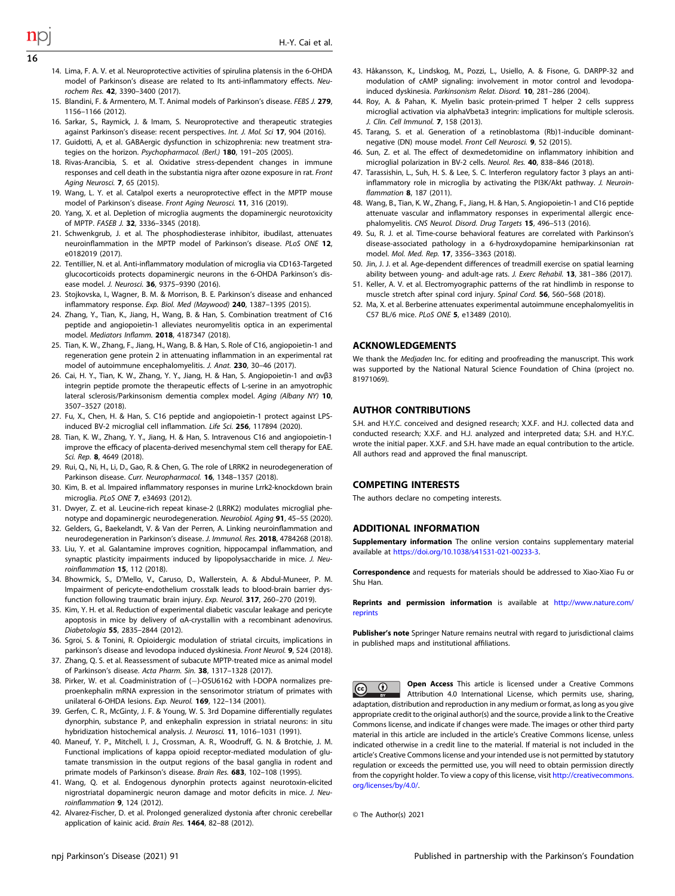14. Lima, F. A. V. et al. Neuroprotective activities of spirulina platensis in the 6-OHDA model of Parkinson's disease are related to Its anti-inflammatory effects. *Neurochem Res.* **42**, 3390–3400 (2017).
15. Blandini, F. & Armentero, M. T. Animal models of Parkinson's disease. *FEBS J.* **279**, 1156–1166 (2012).
16. Sarkar, S., Raymick, J. & Imam, S. Neuroprotective and therapeutic strategies against Parkinson's disease: recent perspectives. *Int. J. Mol. Sci* **17**, 904 (2016).
17. Guidotti, A, et al. GABAergic dysfunction in schizophrenia: new treatment strategies on the horizon. *Psychopharmacol. (Berl.)* **180**, 191–205 (2005).
18. Rivas-Arancibia, S. et al. Oxidative stress-dependent changes in immune responses and cell death in the substantia nigra after ozone exposure in rat. *Front Aging Neurosci.* **7**, 65 (2015).
19. Wang, L. Y. et al. Catalpol exerts a neuroprotective effect in the MPTP mouse model of Parkinson's disease. *Front Aging Neurosci.* **11**, 316 (2019).
20. Yang, X. et al. Depletion of microglia augments the dopaminergic neurotoxicity of MPTP. *FASEB J.* **32**, 3336–3345 (2018).
21. Schwenkgrub, J. et al. The phosphodiesterase inhibitor, ibudilast, attenuates neuroinflammation in the MPTP model of Parkinson's disease. *PLoS ONE* **12**, e0182019 (2017).
22. Tentillier, N. et al. Anti-inflammatory modulation of microglia via CD163-Targeted glucocorticoids protects dopaminergic neurons in the 6-OHDA Parkinson's disease model. *J. Neurosci.* **36**, 9375–9390 (2016).
23. Stojkovska, I., Wagner, B. M. & Morrison, B. E. Parkinson's disease and enhanced inflammatory response. *Exp. Biol. Med (Maywood)* **240**, 1387–1395 (2015).
24. Zhang, Y., Tian, K., Jiang, H., Wang, B. & Han, S. Combination treatment of C16 peptide and angiopoietin-1 alleviates neuromyelitis optica in an experimental model. *Mediators Inflamm.* **2018**, 4187347 (2018).
25. Tian, K. W., Zhang, F., Jiang, H., Wang, B. & Han, S. Role of C16, angiopoietin-1 and regeneration gene protein 2 in attenuating inflammation in an experimental rat model of autoimmune encephalomyelitis. *J. Anat.* **230**, 30–46 (2017).
26. Cai, H. Y., Tian, K. W., Zhang, Y. Y., Jiang, H. & Han, S. Angiopoietin-1 and αvβ3 integrin peptide promote the therapeutic effects of L-serine in an amyotrophic lateral sclerosis/Parkinsonism dementia complex model. *Aging (Albany NY)* **10**, 3507–3527 (2018).
27. Fu, X., Chen, H. & Han, S. C16 peptide and angiopoietin-1 protect against LPS-induced BV-2 microglial cell inflammation. *Life Sci.* **256**, 117894 (2020).
28. Tian, K. W., Zhang, Y. Y., Jiang, H. & Han, S. Intravenous C16 and angiopoietin-1 improve the efficacy of placenta-derived mesenchymal stem cell therapy for EAE. *Sci. Rep.* **8**, 4649 (2018).
29. Rui, Q., Ni, H., Li, D., Gao, R. & Chen, G. The role of LRRK2 in neurodegeneration of Parkinson disease. *Curr. Neuropharmacol.* **16**, 1348–1357 (2018).
30. Kim, B. et al. Impaired inflammatory responses in murine Lrrk2-knockdown brain microglia. *PLoS ONE* **7**, e34693 (2012).
31. Dwyer, Z. et al. Leucine-rich repeat kinase-2 (LRRK2) modulates microglial phenotype and dopaminergic neurodegeneration. *Neurobiol. Aging* **91**, 45–55 (2020).
32. Gelders, G., Baekelandt, V. & Van der Perren, A. Linking neuroinflammation and neurodegeneration in Parkinson's disease. *J. Immunol. Res.* **2018**, 4784268 (2018).
33. Liu, Y. et al. Galantamine improves cognition, hippocampal inflammation, and synaptic plasticity impairments induced by lipopolysaccharide in mice. *J. Neuroinflammation* **15**, 112 (2018).
34. Bhowmick, S., D'Mello, V., Caruso, D., Wallerstein, A. & Abdul-Muneer, P. M. Impairment of pericyte-endothelium crosstalk leads to blood-brain barrier dysfunction following traumatic brain injury. *Exp. Neurol.* **317**, 260–270 (2019).
35. Kim, Y. H. et al. Reduction of experimental diabetic vascular leakage and pericyte apoptosis in mice by delivery of αA-crystallin with a recombinant adenovirus. *Diabetologia* **55**, 2835–2844 (2012).
36. Sgroi, S. & Tonini, R. Opioidergic modulation of striatal circuits, implications in parkinson's disease and levodopa induced dyskinesia. *Front Neurol.* **9**, 524 (2018).
37. Zhang, Q. S. et al. Reassessment of subacute MPTP-treated mice as animal model of Parkinson's disease. *Acta Pharm. Sin.* **38**, 1317–1328 (2017).
38. Pirker, W. et al. Coadministration of (−)-OSU6162 with l-DOPA normalizes preproenkephalin mRNA expression in the sensorimotor striatum of primates with unilateral 6-OHDA lesions. *Exp. Neurol.* **169**, 122–134 (2001).
39. Gerfen, C. R., McGinty, J. F. & Young, W. S. 3rd Dopamine differentially regulates dynorphin, substance P, and enkephalin expression in striatal neurons: in situ hybridization histochemical analysis. *J. Neurosci.* **11**, 1016–1031 (1991).
40. Maneuf, Y. P., Mitchell, I. J., Crossman, A. R., Woodruff, G. N. & Brotchie, J. M. Functional implications of kappa opioid receptor-mediated modulation of glutamate transmission in the output regions of the basal ganglia in rodent and primate models of Parkinson's disease. *Brain Res.* **683**, 102–108 (1995).
41. Wang, Q. et al. Endogenous dynorphin protects against neurotoxin-elicited nigrostriatal dopaminergic neuron damage and motor deficits in mice. *J. Neuroinflammation* **9**, 124 (2012).
42. Alvarez-Fischer, D. et al. Prolonged generalized dystonia after chronic cerebellar application of kainic acid. *Brain Res.* **1464**, 82–88 (2012).
43. Håkansson, K., Lindskog, M., Pozzi, L., Usiello, A. & Fisone, G. DARPP-32 and modulation of cAMP signaling: involvement in motor control and levodopa-induced dyskinesia. *Parkinsonism Relat. Disord.* **10**, 281–286 (2004).
44. Roy, A. & Pahan, K. Myelin basic protein-primed T helper 2 cells suppress microglial activation via alphaVbeta3 integrin: implications for multiple sclerosis. *J. Clin. Cell Immunol.* **7**, 158 (2013).
45. Tarang, S. et al. Generation of a retinoblastoma (Rb)1-inducible dominant-negative (DN) mouse model. *Front Cell Neurosci.* **9**, 52 (2015).
46. Sun, Z. et al. The effect of dexmedetomidine on inflammatory inhibition and microglial polarization in BV-2 cells. *Neurol. Res.* **40**, 838–846 (2018).
47. Tarassishin, L., Suh, H. S. & Lee, S. C. Interferon regulatory factor 3 plays an anti-inflammatory role in microglia by activating the PI3K/Akt pathway. *J. Neuroinflammation* **8**, 187 (2011).
48. Wang, B., Tian, K. W., Zhang, F., Jiang, H. & Han, S. Angiopoietin-1 and C16 peptide attenuate vascular and inflammatory responses in experimental allergic encephalomyelitis. *CNS Neurol. Disord. Drug Targets* **15**, 496–513 (2016).
49. Su, R. J. et al. Time-course behavioral features are correlated with Parkinson's disease-associated pathology in a 6-hydroxydopamine hemiparkinsonian rat model. *Mol. Med. Rep.* **17**, 3356–3363 (2018).
50. Jin, J. J. et al. Age-dependent differences of treadmill exercise on spatial learning ability between young- and adult-age rats. *J. Exerc Rehabil.* **13**, 381–386 (2017).
51. Keller, A. V. et al. Electromyographic patterns of the rat hindlimb in response to muscle stretch after spinal cord injury. *Spinal Cord.* **56**, 560–568 (2018).
52. Ma, X. et al. Berberine attenuates experimental autoimmune encephalomyelitis in C57 BL/6 mice. *PLoS ONE* **5**, e13489 (2010).

## ACKNOWLEDGEMENTS

We thank the *Medjaden* Inc. for editing and proofreading the manuscript. This work was supported by the National Natural Science Foundation of China (project no. 81971069).

## AUTHOR CONTRIBUTIONS

S.H. and H.Y.C. conceived and designed research; X.X.F. and H.J. collected data and conducted research; X.X.F. and H.J. analyzed and interpreted data; S.H. and H.Y.C. wrote the initial paper. X.X.F. and S.H. have made an equal contribution to the article. All authors read and approved the final manuscript.

## COMPETING INTERESTS

The authors declare no competing interests.

## ADDITIONAL INFORMATION

**Supplementary information** The online version contains supplementary material available at https://doi.org/10.1038/s41531-021-00233-3.

**Correspondence** and requests for materials should be addressed to Xiao-Xiao Fu or Shu Han.

**Reprints and permission information** is available at http://www.nature.com/reprints

**Publisher's note** Springer Nature remains neutral with regard to jurisdictional claims in published maps and institutional affiliations.

**Open Access** This article is licensed under a Creative Commons Attribution 4.0 International License, which permits use, sharing, adaptation, distribution and reproduction in any medium or format, as long as you give appropriate credit to the original author(s) and the source, provide a link to the Creative Commons license, and indicate if changes were made. The images or other third party material in this article are included in the article's Creative Commons license, unless indicated otherwise in a credit line to the material. If material is not included in the article's Creative Commons license and your intended use is not permitted by statutory regulation or exceeds the permitted use, you will need to obtain permission directly from the copyright holder. To view a copy of this license, visit http://creativecommons.org/licenses/by/4.0/.

© The Author(s) 2021